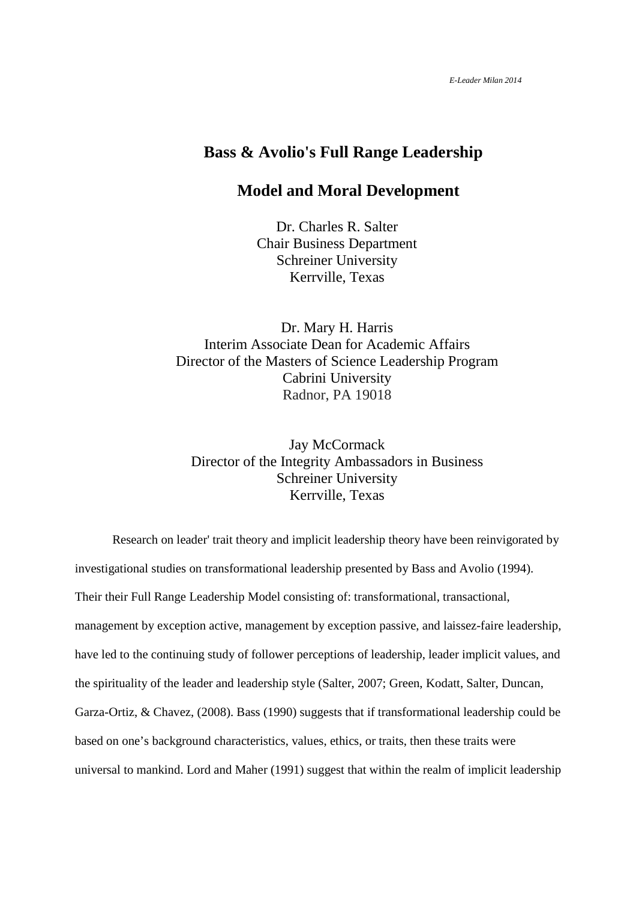# Bass & Avolio's Full Range Leadership Model and Moral Development

Dr. Charles R. Salter
Chair Business Department
Schreiner University
Kerrville, Texas

Dr. Mary H. Harris
Interim Associate Dean for Academic Affairs
Director of the Masters of Science Leadership Program
Cabrini University
Radnor, PA 19018

Jay McCormack
Director of the Integrity Ambassadors in Business
Schreiner University
Kerrville, Texas

Research on leader' trait theory and implicit leadership theory have been reinvigorated by investigational studies on transformational leadership presented by Bass and Avolio (1994). Their their Full Range Leadership Model consisting of: transformational, transactional, management by exception active, management by exception passive, and laissez-faire leadership, have led to the continuing study of follower perceptions of leadership, leader implicit values, and the spirituality of the leader and leadership style (Salter, 2007; Green, Kodatt, Salter, Duncan, Garza-Ortiz, & Chavez, (2008). Bass (1990) suggests that if transformational leadership could be based on one's background characteristics, values, ethics, or traits, then these traits were universal to mankind. Lord and Maher (1991) suggest that within the realm of implicit leadership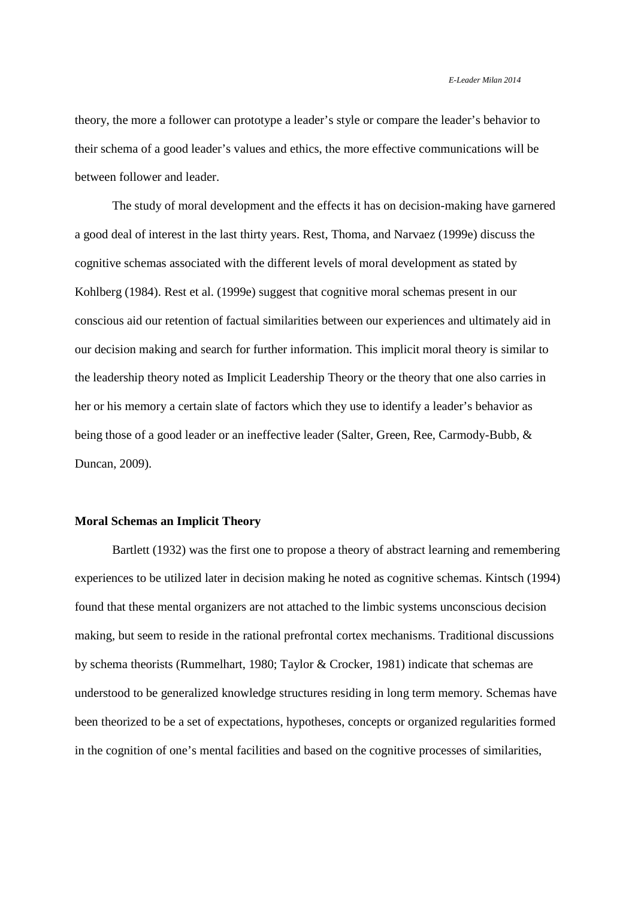theory, the more a follower can prototype a leader's style or compare the leader's behavior to their schema of a good leader's values and ethics, the more effective communications will be between follower and leader.

The study of moral development and the effects it has on decision-making have garnered a good deal of interest in the last thirty years. Rest, Thoma, and Narvaez (1999e) discuss the cognitive schemas associated with the different levels of moral development as stated by Kohlberg (1984). Rest et al. (1999e) suggest that cognitive moral schemas present in our conscious aid our retention of factual similarities between our experiences and ultimately aid in our decision making and search for further information. This implicit moral theory is similar to the leadership theory noted as Implicit Leadership Theory or the theory that one also carries in her or his memory a certain slate of factors which they use to identify a leader's behavior as being those of a good leader or an ineffective leader (Salter, Green, Ree, Carmody-Bubb, & Duncan, 2009).

**Moral Schemas an Implicit Theory**

Bartlett (1932) was the first one to propose a theory of abstract learning and remembering experiences to be utilized later in decision making he noted as cognitive schemas. Kintsch (1994) found that these mental organizers are not attached to the limbic systems unconscious decision making, but seem to reside in the rational prefrontal cortex mechanisms. Traditional discussions by schema theorists (Rummelhart, 1980; Taylor & Crocker, 1981) indicate that schemas are understood to be generalized knowledge structures residing in long term memory. Schemas have been theorized to be a set of expectations, hypotheses, concepts or organized regularities formed in the cognition of one's mental facilities and based on the cognitive processes of similarities,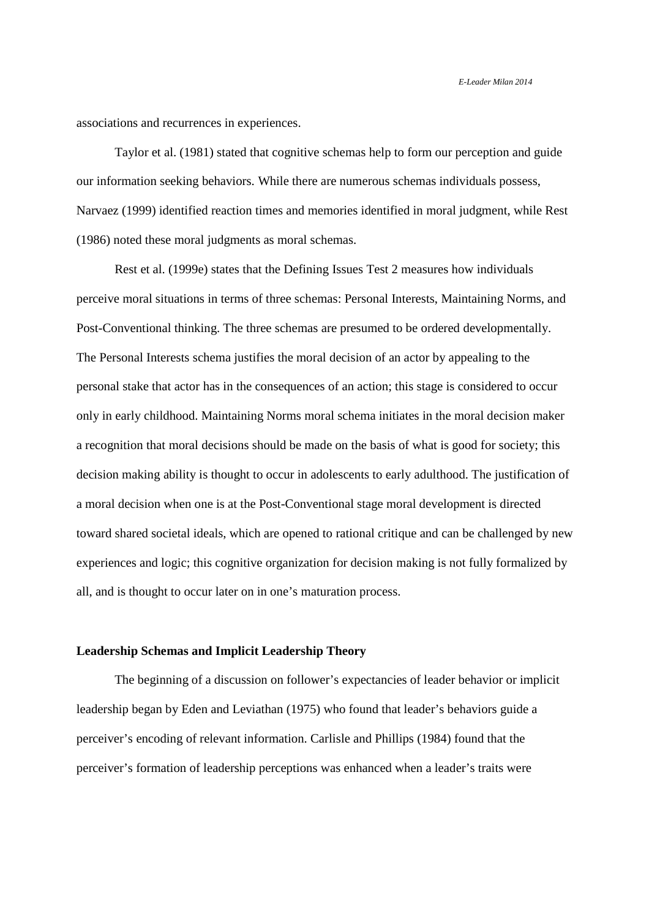associations and recurrences in experiences.

Taylor et al. (1981) stated that cognitive schemas help to form our perception and guide our information seeking behaviors. While there are numerous schemas individuals possess, Narvaez (1999) identified reaction times and memories identified in moral judgment, while Rest (1986) noted these moral judgments as moral schemas.

Rest et al. (1999e) states that the Defining Issues Test 2 measures how individuals perceive moral situations in terms of three schemas: Personal Interests, Maintaining Norms, and Post-Conventional thinking. The three schemas are presumed to be ordered developmentally. The Personal Interests schema justifies the moral decision of an actor by appealing to the personal stake that actor has in the consequences of an action; this stage is considered to occur only in early childhood. Maintaining Norms moral schema initiates in the moral decision maker a recognition that moral decisions should be made on the basis of what is good for society; this decision making ability is thought to occur in adolescents to early adulthood. The justification of a moral decision when one is at the Post-Conventional stage moral development is directed toward shared societal ideals, which are opened to rational critique and can be challenged by new experiences and logic; this cognitive organization for decision making is not fully formalized by all, and is thought to occur later on in one's maturation process.

**Leadership Schemas and Implicit Leadership Theory**

The beginning of a discussion on follower's expectancies of leader behavior or implicit leadership began by Eden and Leviathan (1975) who found that leader's behaviors guide a perceiver's encoding of relevant information. Carlisle and Phillips (1984) found that the perceiver's formation of leadership perceptions was enhanced when a leader's traits were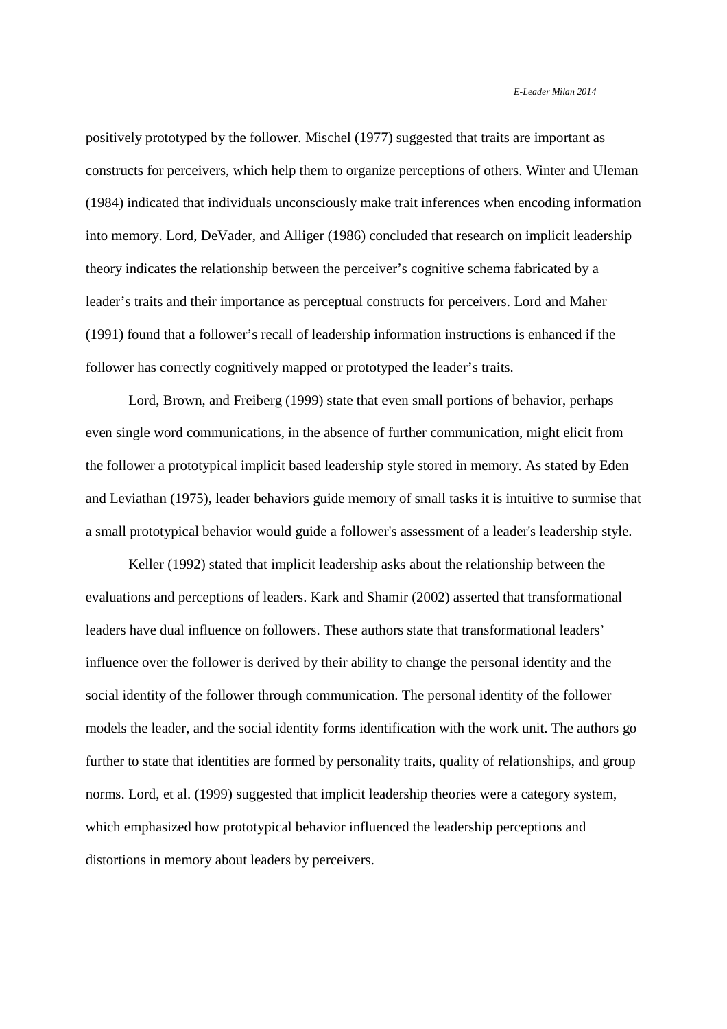positively prototyped by the follower. Mischel (1977) suggested that traits are important as constructs for perceivers, which help them to organize perceptions of others. Winter and Uleman (1984) indicated that individuals unconsciously make trait inferences when encoding information into memory. Lord, DeVader, and Alliger (1986) concluded that research on implicit leadership theory indicates the relationship between the perceiver's cognitive schema fabricated by a leader's traits and their importance as perceptual constructs for perceivers. Lord and Maher (1991) found that a follower's recall of leadership information instructions is enhanced if the follower has correctly cognitively mapped or prototyped the leader's traits.

Lord, Brown, and Freiberg (1999) state that even small portions of behavior, perhaps even single word communications, in the absence of further communication, might elicit from the follower a prototypical implicit based leadership style stored in memory. As stated by Eden and Leviathan (1975), leader behaviors guide memory of small tasks it is intuitive to surmise that a small prototypical behavior would guide a follower's assessment of a leader's leadership style.

Keller (1992) stated that implicit leadership asks about the relationship between the evaluations and perceptions of leaders. Kark and Shamir (2002) asserted that transformational leaders have dual influence on followers. These authors state that transformational leaders' influence over the follower is derived by their ability to change the personal identity and the social identity of the follower through communication. The personal identity of the follower models the leader, and the social identity forms identification with the work unit. The authors go further to state that identities are formed by personality traits, quality of relationships, and group norms. Lord, et al. (1999) suggested that implicit leadership theories were a category system, which emphasized how prototypical behavior influenced the leadership perceptions and distortions in memory about leaders by perceivers.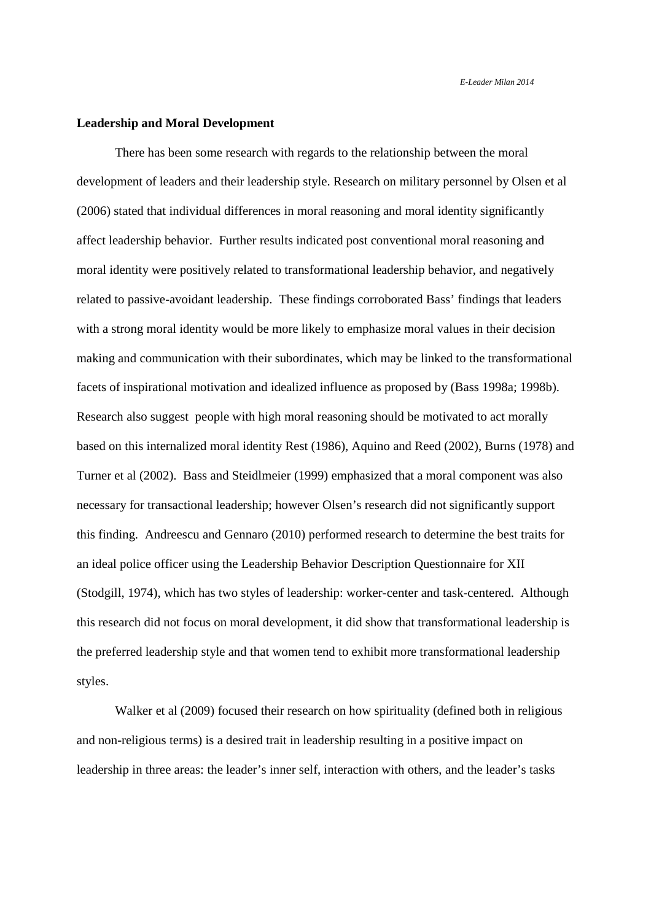**Leadership and Moral Development**

There has been some research with regards to the relationship between the moral development of leaders and their leadership style. Research on military personnel by Olsen et al (2006) stated that individual differences in moral reasoning and moral identity significantly affect leadership behavior. Further results indicated post conventional moral reasoning and moral identity were positively related to transformational leadership behavior, and negatively related to passive-avoidant leadership. These findings corroborated Bass' findings that leaders with a strong moral identity would be more likely to emphasize moral values in their decision making and communication with their subordinates, which may be linked to the transformational facets of inspirational motivation and idealized influence as proposed by (Bass 1998a; 1998b). Research also suggest people with high moral reasoning should be motivated to act morally based on this internalized moral identity Rest (1986), Aquino and Reed (2002), Burns (1978) and Turner et al (2002). Bass and Steidlmeier (1999) emphasized that a moral component was also necessary for transactional leadership; however Olsen's research did not significantly support this finding. Andreescu and Gennaro (2010) performed research to determine the best traits for an ideal police officer using the Leadership Behavior Description Questionnaire for XII (Stodgill, 1974), which has two styles of leadership: worker-center and task-centered. Although this research did not focus on moral development, it did show that transformational leadership is the preferred leadership style and that women tend to exhibit more transformational leadership styles.

Walker et al (2009) focused their research on how spirituality (defined both in religious and non-religious terms) is a desired trait in leadership resulting in a positive impact on leadership in three areas: the leader's inner self, interaction with others, and the leader's tasks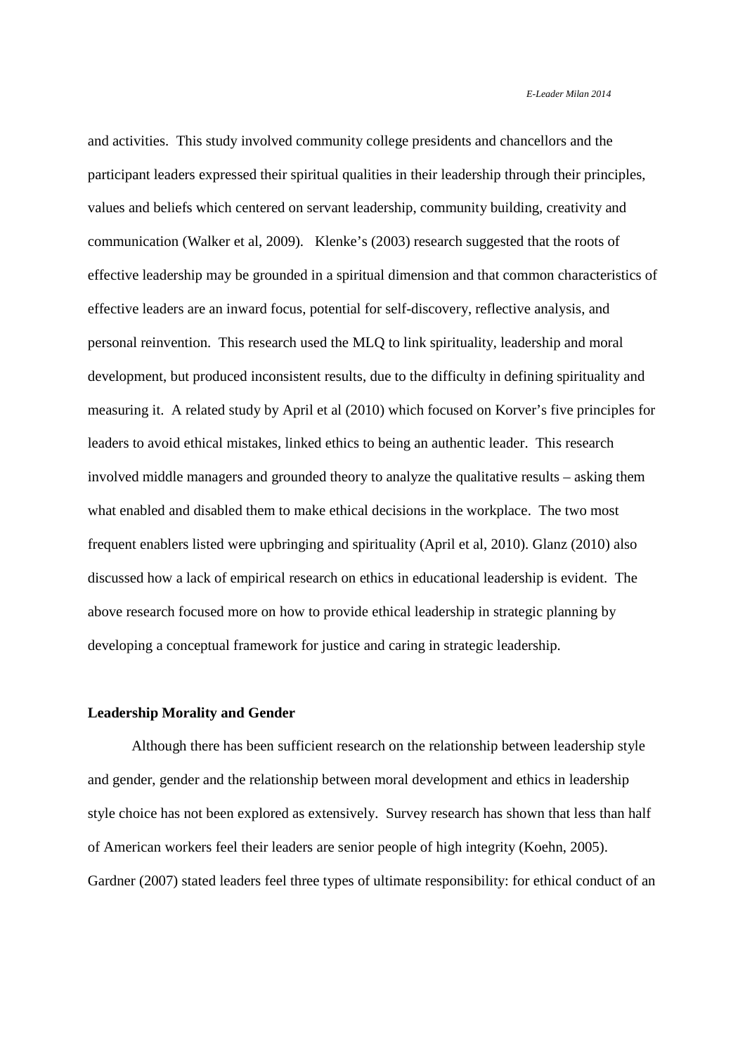and activities. This study involved community college presidents and chancellors and the participant leaders expressed their spiritual qualities in their leadership through their principles, values and beliefs which centered on servant leadership, community building, creativity and communication (Walker et al, 2009). Klenke's (2003) research suggested that the roots of effective leadership may be grounded in a spiritual dimension and that common characteristics of effective leaders are an inward focus, potential for self-discovery, reflective analysis, and personal reinvention. This research used the MLQ to link spirituality, leadership and moral development, but produced inconsistent results, due to the difficulty in defining spirituality and measuring it. A related study by April et al (2010) which focused on Korver's five principles for leaders to avoid ethical mistakes, linked ethics to being an authentic leader. This research involved middle managers and grounded theory to analyze the qualitative results – asking them what enabled and disabled them to make ethical decisions in the workplace. The two most frequent enablers listed were upbringing and spirituality (April et al, 2010). Glanz (2010) also discussed how a lack of empirical research on ethics in educational leadership is evident. The above research focused more on how to provide ethical leadership in strategic planning by developing a conceptual framework for justice and caring in strategic leadership.

**Leadership Morality and Gender**

Although there has been sufficient research on the relationship between leadership style and gender, gender and the relationship between moral development and ethics in leadership style choice has not been explored as extensively. Survey research has shown that less than half of American workers feel their leaders are senior people of high integrity (Koehn, 2005). Gardner (2007) stated leaders feel three types of ultimate responsibility: for ethical conduct of an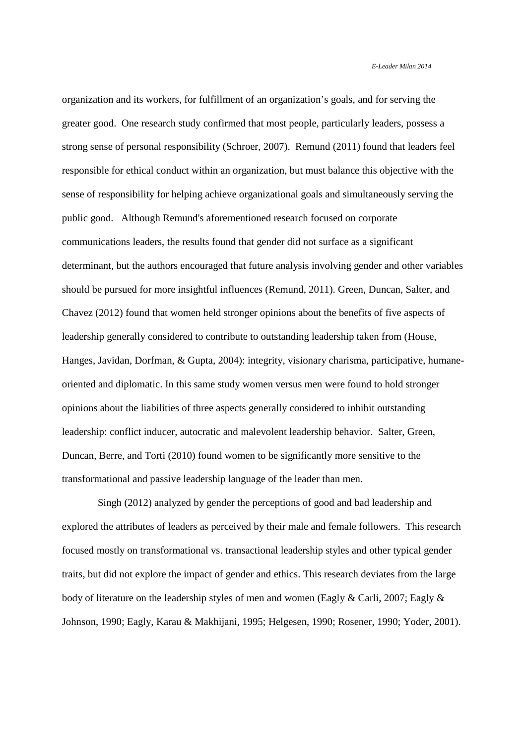organization and its workers, for fulfillment of an organization's goals, and for serving the greater good. One research study confirmed that most people, particularly leaders, possess a strong sense of personal responsibility (Schroer, 2007). Remund (2011) found that leaders feel responsible for ethical conduct within an organization, but must balance this objective with the sense of responsibility for helping achieve organizational goals and simultaneously serving the public good. Although Remund's aforementioned research focused on corporate communications leaders, the results found that gender did not surface as a significant determinant, but the authors encouraged that future analysis involving gender and other variables should be pursued for more insightful influences (Remund, 2011). Green, Duncan, Salter, and Chavez (2012) found that women held stronger opinions about the benefits of five aspects of leadership generally considered to contribute to outstanding leadership taken from (House, Hanges, Javidan, Dorfman, & Gupta, 2004): integrity, visionary charisma, participative, humane-oriented and diplomatic. In this same study women versus men were found to hold stronger opinions about the liabilities of three aspects generally considered to inhibit outstanding leadership: conflict inducer, autocratic and malevolent leadership behavior. Salter, Green, Duncan, Berre, and Torti (2010) found women to be significantly more sensitive to the transformational and passive leadership language of the leader than men.

Singh (2012) analyzed by gender the perceptions of good and bad leadership and explored the attributes of leaders as perceived by their male and female followers. This research focused mostly on transformational vs. transactional leadership styles and other typical gender traits, but did not explore the impact of gender and ethics. This research deviates from the large body of literature on the leadership styles of men and women (Eagly & Carli, 2007; Eagly & Johnson, 1990; Eagly, Karau & Makhijani, 1995; Helgesen, 1990; Rosener, 1990; Yoder, 2001).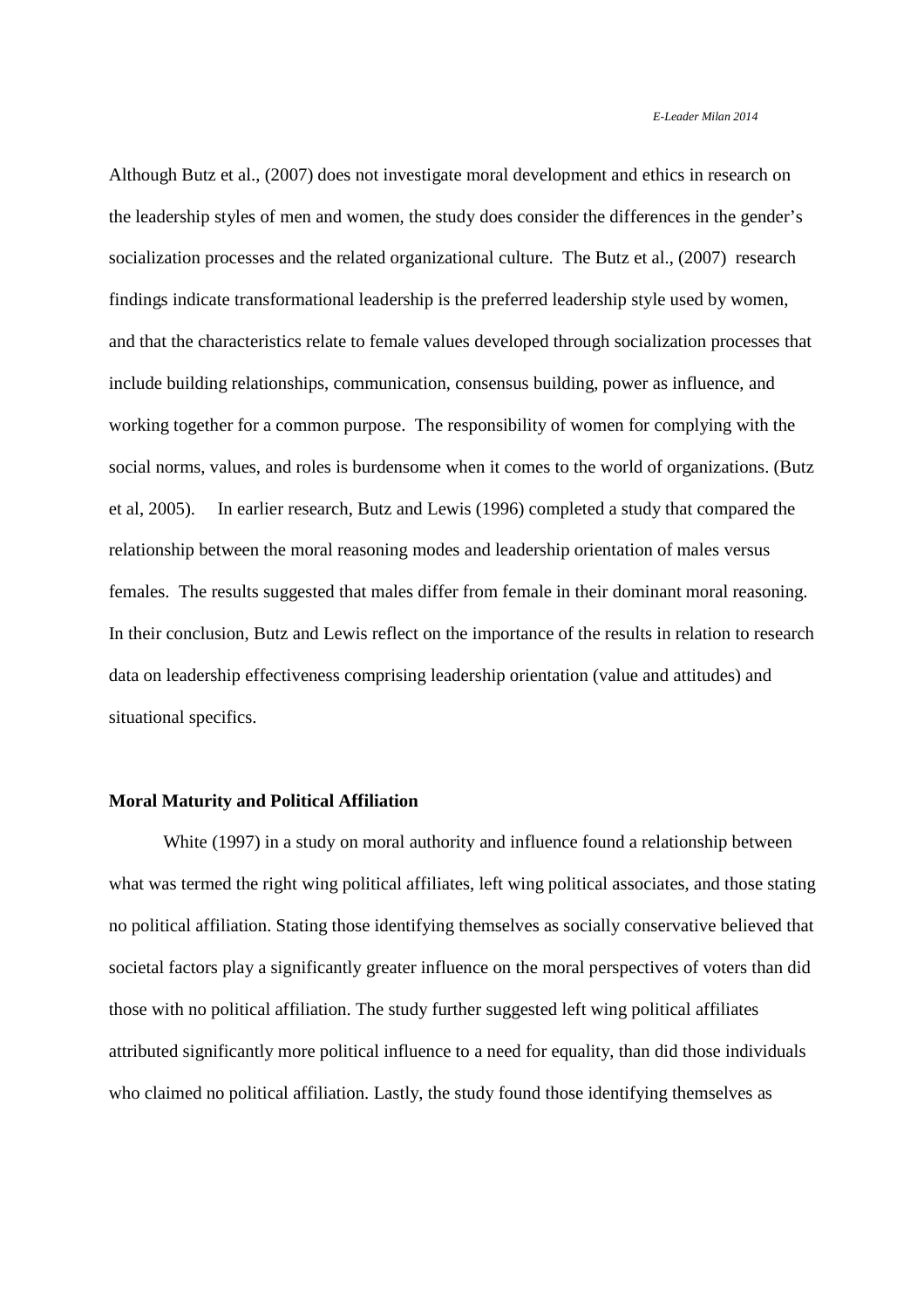Although Butz et al., (2007) does not investigate moral development and ethics in research on the leadership styles of men and women, the study does consider the differences in the gender's socialization processes and the related organizational culture. The Butz et al., (2007) research findings indicate transformational leadership is the preferred leadership style used by women, and that the characteristics relate to female values developed through socialization processes that include building relationships, communication, consensus building, power as influence, and working together for a common purpose. The responsibility of women for complying with the social norms, values, and roles is burdensome when it comes to the world of organizations. (Butz et al, 2005). In earlier research, Butz and Lewis (1996) completed a study that compared the relationship between the moral reasoning modes and leadership orientation of males versus females. The results suggested that males differ from female in their dominant moral reasoning. In their conclusion, Butz and Lewis reflect on the importance of the results in relation to research data on leadership effectiveness comprising leadership orientation (value and attitudes) and situational specifics.

**Moral Maturity and Political Affiliation**

White (1997) in a study on moral authority and influence found a relationship between what was termed the right wing political affiliates, left wing political associates, and those stating no political affiliation. Stating those identifying themselves as socially conservative believed that societal factors play a significantly greater influence on the moral perspectives of voters than did those with no political affiliation. The study further suggested left wing political affiliates attributed significantly more political influence to a need for equality, than did those individuals who claimed no political affiliation. Lastly, the study found those identifying themselves as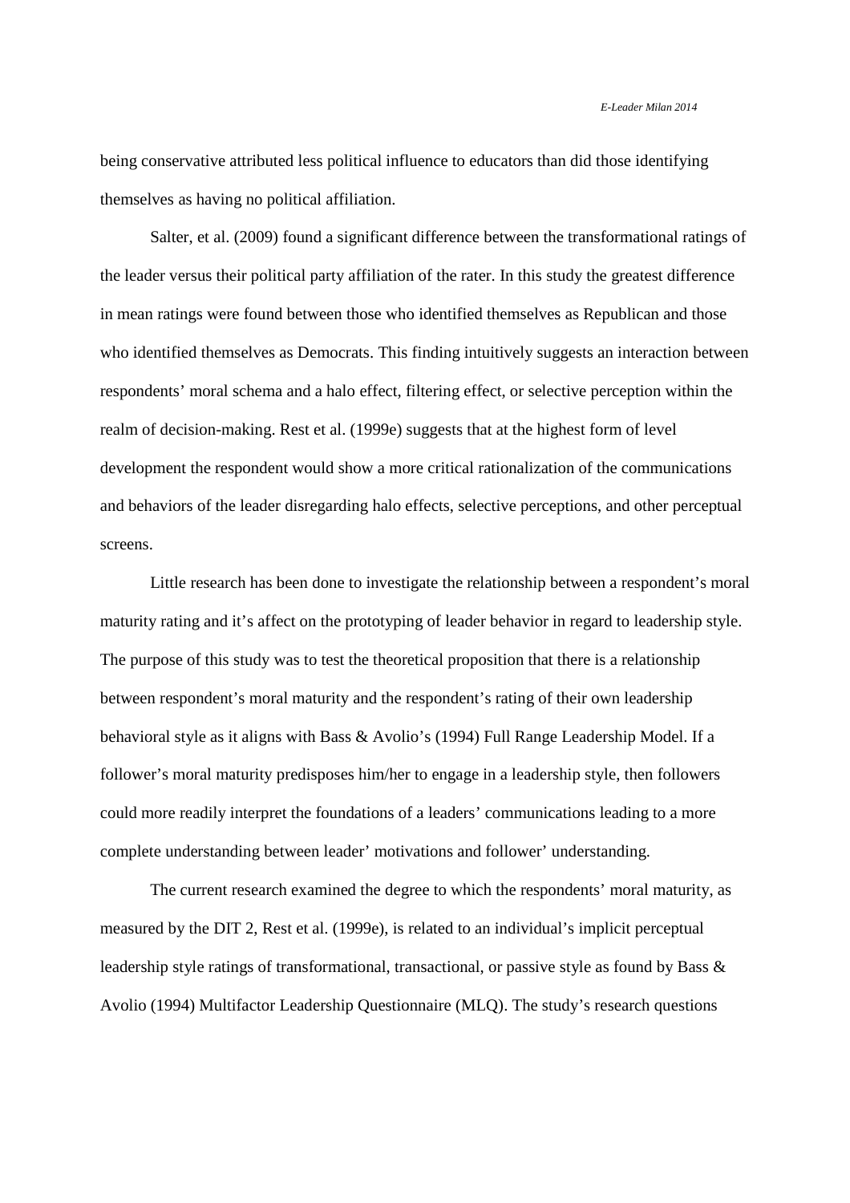being conservative attributed less political influence to educators than did those identifying themselves as having no political affiliation.

Salter, et al. (2009) found a significant difference between the transformational ratings of the leader versus their political party affiliation of the rater. In this study the greatest difference in mean ratings were found between those who identified themselves as Republican and those who identified themselves as Democrats. This finding intuitively suggests an interaction between respondents' moral schema and a halo effect, filtering effect, or selective perception within the realm of decision-making. Rest et al. (1999e) suggests that at the highest form of level development the respondent would show a more critical rationalization of the communications and behaviors of the leader disregarding halo effects, selective perceptions, and other perceptual screens.

Little research has been done to investigate the relationship between a respondent's moral maturity rating and it's affect on the prototyping of leader behavior in regard to leadership style. The purpose of this study was to test the theoretical proposition that there is a relationship between respondent's moral maturity and the respondent's rating of their own leadership behavioral style as it aligns with Bass & Avolio's (1994) Full Range Leadership Model. If a follower's moral maturity predisposes him/her to engage in a leadership style, then followers could more readily interpret the foundations of a leaders' communications leading to a more complete understanding between leader' motivations and follower' understanding.

The current research examined the degree to which the respondents' moral maturity, as measured by the DIT 2, Rest et al. (1999e), is related to an individual's implicit perceptual leadership style ratings of transformational, transactional, or passive style as found by Bass & Avolio (1994) Multifactor Leadership Questionnaire (MLQ). The study's research questions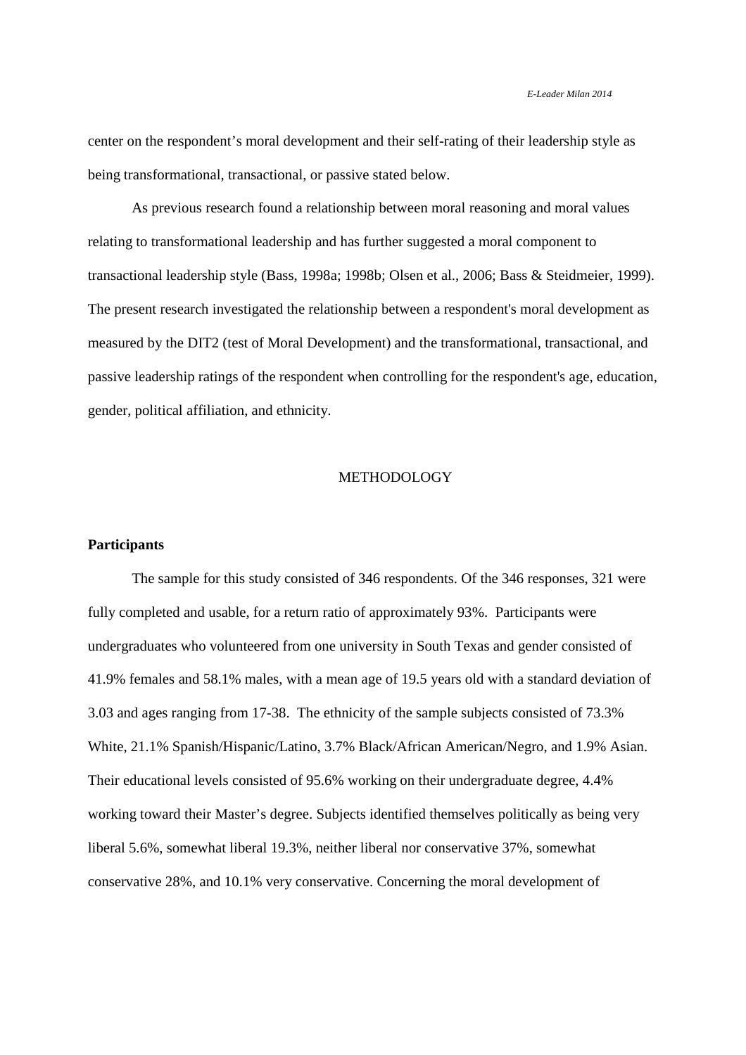center on the respondent's moral development and their self-rating of their leadership style as being transformational, transactional, or passive stated below.

As previous research found a relationship between moral reasoning and moral values relating to transformational leadership and has further suggested a moral component to transactional leadership style (Bass, 1998a; 1998b; Olsen et al., 2006; Bass & Steidmeier, 1999). The present research investigated the relationship between a respondent's moral development as measured by the DIT2 (test of Moral Development) and the transformational, transactional, and passive leadership ratings of the respondent when controlling for the respondent's age, education, gender, political affiliation, and ethnicity.

## METHODOLOGY

### Participants

The sample for this study consisted of 346 respondents. Of the 346 responses, 321 were fully completed and usable, for a return ratio of approximately 93%. Participants were undergraduates who volunteered from one university in South Texas and gender consisted of 41.9% females and 58.1% males, with a mean age of 19.5 years old with a standard deviation of 3.03 and ages ranging from 17-38. The ethnicity of the sample subjects consisted of 73.3% White, 21.1% Spanish/Hispanic/Latino, 3.7% Black/African American/Negro, and 1.9% Asian. Their educational levels consisted of 95.6% working on their undergraduate degree, 4.4% working toward their Master's degree. Subjects identified themselves politically as being very liberal 5.6%, somewhat liberal 19.3%, neither liberal nor conservative 37%, somewhat conservative 28%, and 10.1% very conservative. Concerning the moral development of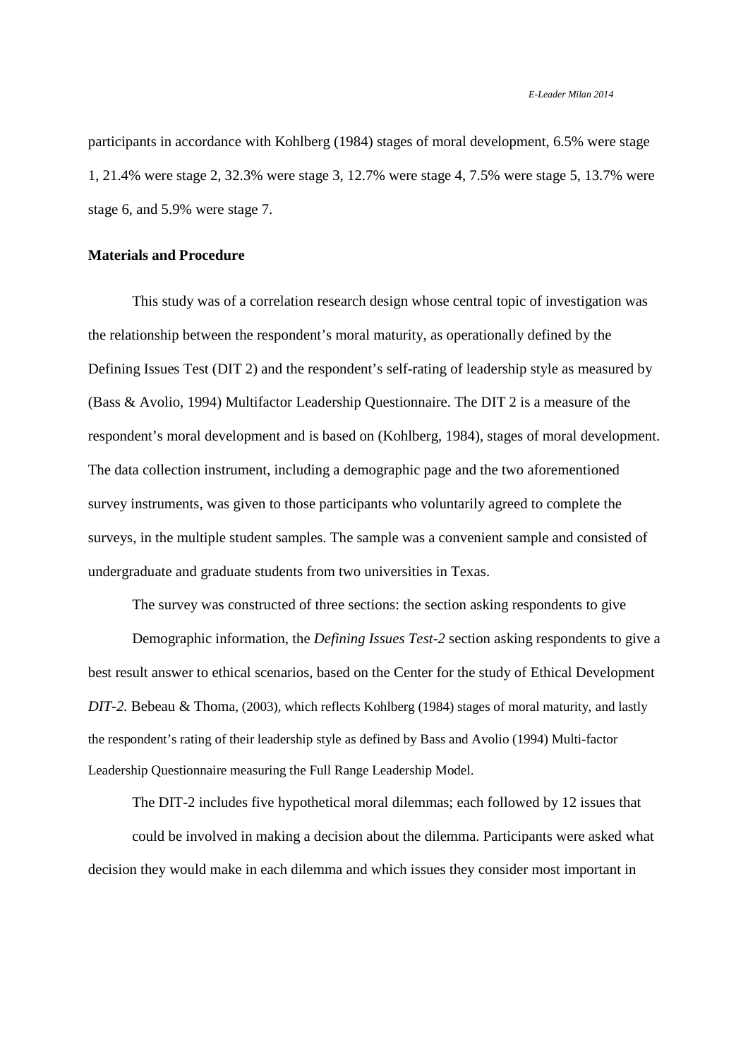participants in accordance with Kohlberg (1984) stages of moral development, 6.5% were stage 1, 21.4% were stage 2, 32.3% were stage 3, 12.7% were stage 4, 7.5% were stage 5, 13.7% were stage 6, and 5.9% were stage 7.

**Materials and Procedure**

This study was of a correlation research design whose central topic of investigation was the relationship between the respondent's moral maturity, as operationally defined by the Defining Issues Test (DIT 2) and the respondent's self-rating of leadership style as measured by (Bass & Avolio, 1994) Multifactor Leadership Questionnaire. The DIT 2 is a measure of the respondent's moral development and is based on (Kohlberg, 1984), stages of moral development. The data collection instrument, including a demographic page and the two aforementioned survey instruments, was given to those participants who voluntarily agreed to complete the surveys, in the multiple student samples. The sample was a convenient sample and consisted of undergraduate and graduate students from two universities in Texas.

The survey was constructed of three sections: the section asking respondents to give

Demographic information, the *Defining Issues Test-2* section asking respondents to give a best result answer to ethical scenarios, based on the Center for the study of Ethical Development *DIT-2.* Bebeau & Thoma, (2003), which reflects Kohlberg (1984) stages of moral maturity, and lastly the respondent's rating of their leadership style as defined by Bass and Avolio (1994) Multi-factor Leadership Questionnaire measuring the Full Range Leadership Model.

The DIT-2 includes five hypothetical moral dilemmas; each followed by 12 issues that

could be involved in making a decision about the dilemma. Participants were asked what decision they would make in each dilemma and which issues they consider most important in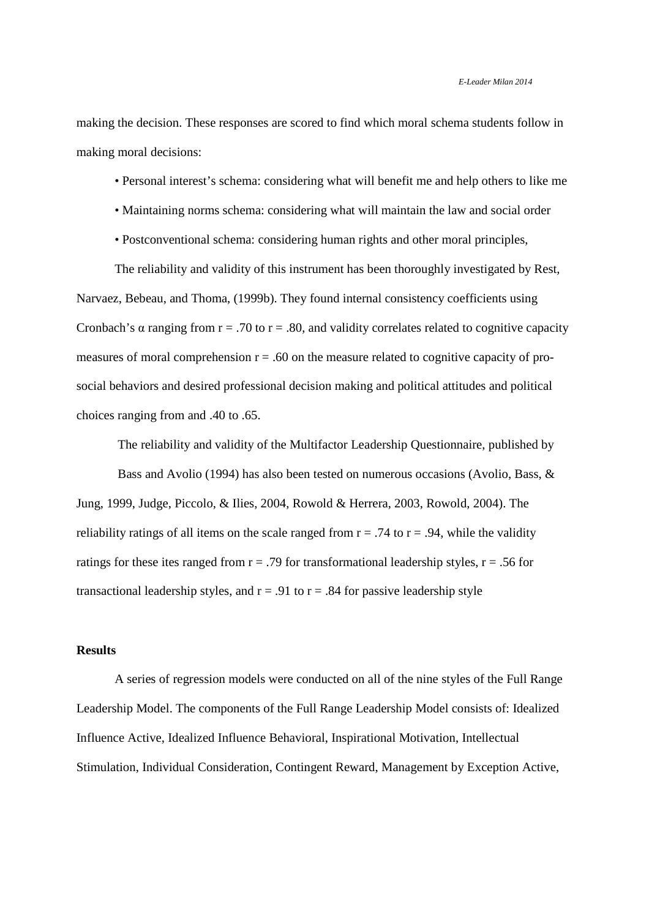making the decision. These responses are scored to find which moral schema students follow in making moral decisions:

- Personal interest's schema: considering what will benefit me and help others to like me
- Maintaining norms schema: considering what will maintain the law and social order
- Postconventional schema: considering human rights and other moral principles,

The reliability and validity of this instrument has been thoroughly investigated by Rest, Narvaez, Bebeau, and Thoma, (1999b). They found internal consistency coefficients using Cronbach's $\alpha$ ranging from $r = .70$ to $r = .80$, and validity correlates related to cognitive capacity measures of moral comprehension $r = .60$ on the measure related to cognitive capacity of pro-social behaviors and desired professional decision making and political attitudes and political choices ranging from and .40 to .65.

The reliability and validity of the Multifactor Leadership Questionnaire, published by Bass and Avolio (1994) has also been tested on numerous occasions (Avolio, Bass, & Jung, 1999, Judge, Piccolo, & Ilies, 2004, Rowold & Herrera, 2003, Rowold, 2004). The reliability ratings of all items on the scale ranged from $r = .74$ to $r = .94$, while the validity ratings for these ites ranged from $r = .79$ for transformational leadership styles, $r = .56$ for transactional leadership styles, and $r = .91$ to $r = .84$ for passive leadership style

**Results**

A series of regression models were conducted on all of the nine styles of the Full Range Leadership Model. The components of the Full Range Leadership Model consists of: Idealized Influence Active, Idealized Influence Behavioral, Inspirational Motivation, Intellectual Stimulation, Individual Consideration, Contingent Reward, Management by Exception Active,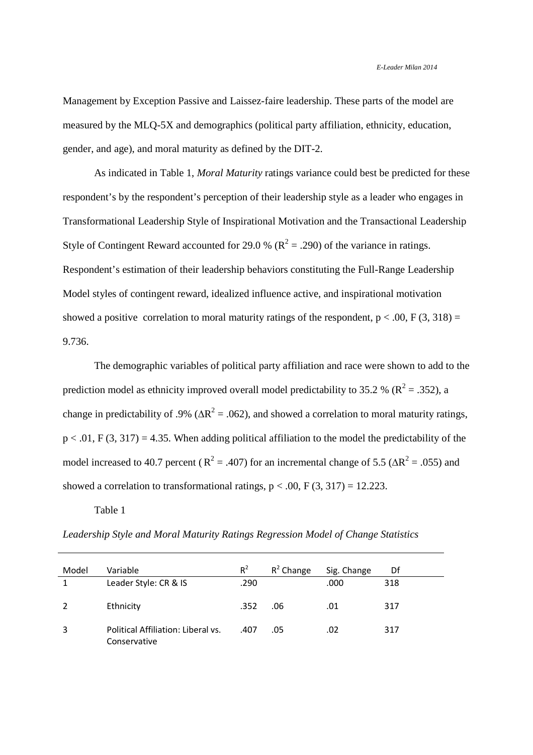Management by Exception Passive and Laissez-faire leadership. These parts of the model are measured by the MLQ-5X and demographics (political party affiliation, ethnicity, education, gender, and age), and moral maturity as defined by the DIT-2.

As indicated in Table 1, *Moral Maturity* ratings variance could best be predicted for these respondent's by the respondent's perception of their leadership style as a leader who engages in Transformational Leadership Style of Inspirational Motivation and the Transactional Leadership Style of Contingent Reward accounted for 29.0 % ($R^2 = .290$) of the variance in ratings. Respondent's estimation of their leadership behaviors constituting the Full-Range Leadership Model styles of contingent reward, idealized influence active, and inspirational motivation showed a positive correlation to moral maturity ratings of the respondent, $p < .00$, $F (3, 318) = 9.736$.

The demographic variables of political party affiliation and race were shown to add to the prediction model as ethnicity improved overall model predictability to 35.2 % ($R^2 = .352$), a change in predictability of .9% ($\Delta R^2 = .062$), and showed a correlation to moral maturity ratings, $p < .01$, $F (3, 317) = 4.35$. When adding political affiliation to the model the predictability of the model increased to 40.7 percent ($R^2 = .407$) for an incremental change of 5.5 ($\Delta R^2 = .055$) and showed a correlation to transformational ratings, $p < .00$, $F (3, 317) = 12.223$.

Table 1

*Leadership Style and Moral Maturity Ratings Regression Model of Change Statistics*

| Model | Variable | $R^2$ | $R^2$ Change | Sig. Change | Df |
|---|---|---|---|---|---|
| 1 | Leader Style: CR & IS | .290 | | .000 | 318 |
| 2 | Ethnicity | .352 | .06 | .01 | 317 |
| 3 | Political Affiliation: Liberal vs. Conservative | .407 | .05 | .02 | 317 |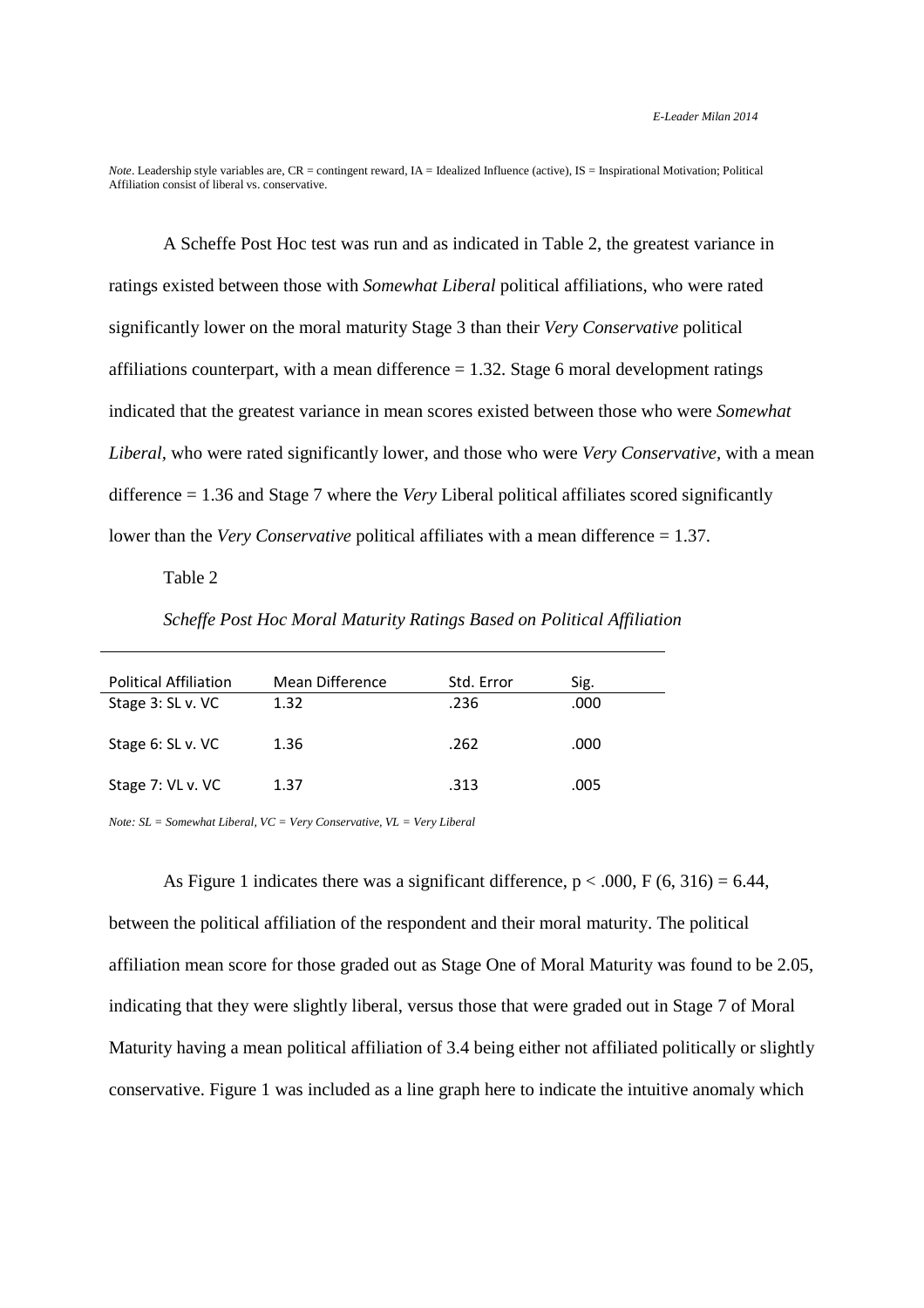*Note*. Leadership style variables are, CR = contingent reward, IA = Idealized Influence (active), IS = Inspirational Motivation; Political Affiliation consist of liberal vs. conservative.

A Scheffe Post Hoc test was run and as indicated in Table 2, the greatest variance in ratings existed between those with *Somewhat Liberal* political affiliations, who were rated significantly lower on the moral maturity Stage 3 than their *Very Conservative* political affiliations counterpart, with a mean difference = 1.32. Stage 6 moral development ratings indicated that the greatest variance in mean scores existed between those who were *Somewhat Liberal,* who were rated significantly lower, and those who were *Very Conservative,* with a mean difference = 1.36 and Stage 7 where the *Very* Liberal political affiliates scored significantly lower than the *Very Conservative* political affiliates with a mean difference = 1.37.

Table 2

*Scheffe Post Hoc Moral Maturity Ratings Based on Political Affiliation*

| Political Affiliation | Mean Difference | Std. Error | Sig. |
|---|---|---|---|
| Stage 3: SL v. VC | 1.32 | .236 | .000 |
| Stage 6: SL v. VC | 1.36 | .262 | .000 |
| Stage 7: VL v. VC | 1.37 | .313 | .005 |

*Note: SL = Somewhat Liberal, VC = Very Conservative, VL = Very Liberal*

As Figure 1 indicates there was a significant difference, $p < .000$, $F (6, 316) = 6.44$, between the political affiliation of the respondent and their moral maturity. The political affiliation mean score for those graded out as Stage One of Moral Maturity was found to be 2.05, indicating that they were slightly liberal, versus those that were graded out in Stage 7 of Moral Maturity having a mean political affiliation of 3.4 being either not affiliated politically or slightly conservative. Figure 1 was included as a line graph here to indicate the intuitive anomaly which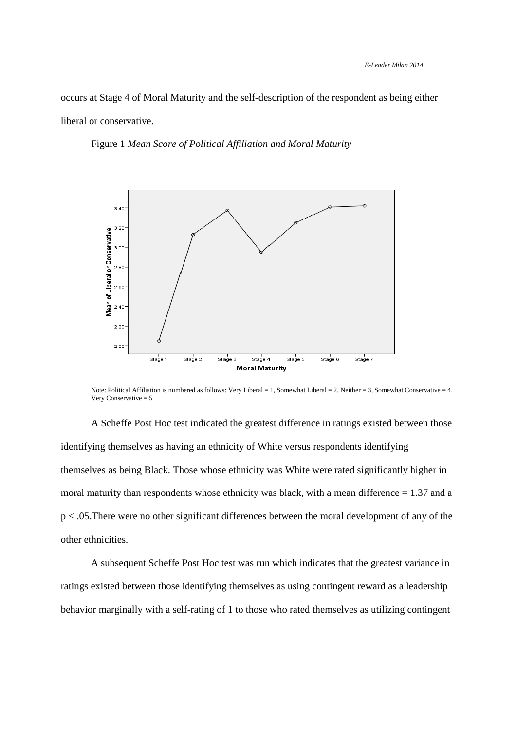occurs at Stage 4 of Moral Maturity and the self-description of the respondent as being either liberal or conservative.

Figure 1 *Mean Score of Political Affiliation and Moral Maturity*

Note: Political Affiliation is numbered as follows: Very Liberal = 1, Somewhat Liberal = 2, Neither = 3, Somewhat Conservative = 4, Very Conservative = 5

A Scheffe Post Hoc test indicated the greatest difference in ratings existed between those identifying themselves as having an ethnicity of White versus respondents identifying themselves as being Black. Those whose ethnicity was White were rated significantly higher in moral maturity than respondents whose ethnicity was black, with a mean difference = 1.37 and a $p < .05$.There were no other significant differences between the moral development of any of the other ethnicities.

A subsequent Scheffe Post Hoc test was run which indicates that the greatest variance in ratings existed between those identifying themselves as using contingent reward as a leadership behavior marginally with a self-rating of 1 to those who rated themselves as utilizing contingent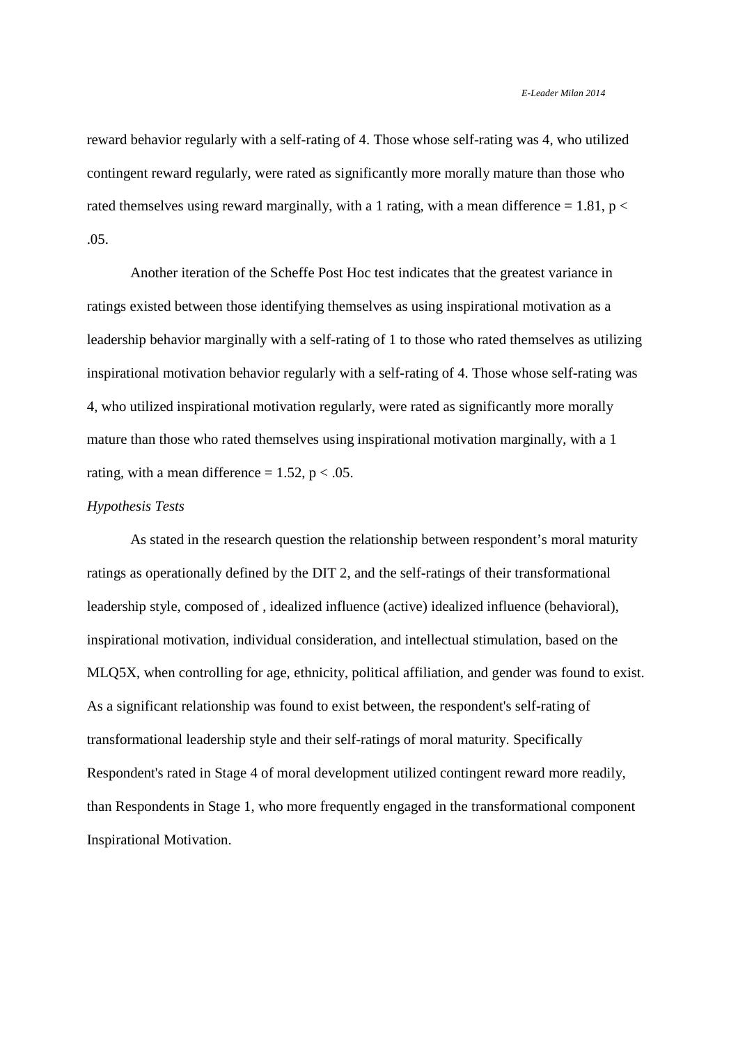reward behavior regularly with a self-rating of 4. Those whose self-rating was 4, who utilized contingent reward regularly, were rated as significantly more morally mature than those who rated themselves using reward marginally, with a 1 rating, with a mean difference = 1.81, $p < .05$.

Another iteration of the Scheffe Post Hoc test indicates that the greatest variance in ratings existed between those identifying themselves as using inspirational motivation as a leadership behavior marginally with a self-rating of 1 to those who rated themselves as utilizing inspirational motivation behavior regularly with a self-rating of 4. Those whose self-rating was 4, who utilized inspirational motivation regularly, were rated as significantly more morally mature than those who rated themselves using inspirational motivation marginally, with a 1 rating, with a mean difference = 1.52, $p < .05$.

*Hypothesis Tests*

As stated in the research question the relationship between respondent's moral maturity ratings as operationally defined by the DIT 2, and the self-ratings of their transformational leadership style, composed of , idealized influence (active) idealized influence (behavioral), inspirational motivation, individual consideration, and intellectual stimulation, based on the MLQ5X, when controlling for age, ethnicity, political affiliation, and gender was found to exist. As a significant relationship was found to exist between, the respondent's self-rating of transformational leadership style and their self-ratings of moral maturity. Specifically Respondent's rated in Stage 4 of moral development utilized contingent reward more readily, than Respondents in Stage 1, who more frequently engaged in the transformational component Inspirational Motivation.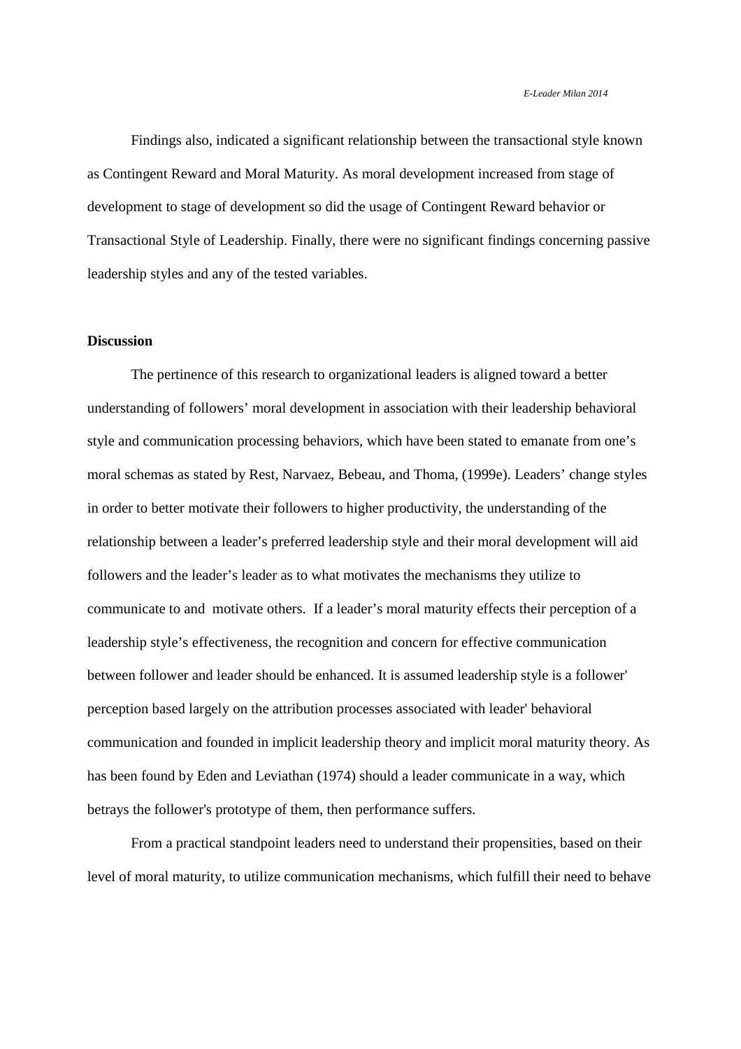Findings also, indicated a significant relationship between the transactional style known as Contingent Reward and Moral Maturity. As moral development increased from stage of development to stage of development so did the usage of Contingent Reward behavior or Transactional Style of Leadership. Finally, there were no significant findings concerning passive leadership styles and any of the tested variables.

**Discussion**

The pertinence of this research to organizational leaders is aligned toward a better understanding of followers' moral development in association with their leadership behavioral style and communication processing behaviors, which have been stated to emanate from one's moral schemas as stated by Rest, Narvaez, Bebeau, and Thoma, (1999e). Leaders' change styles in order to better motivate their followers to higher productivity, the understanding of the relationship between a leader's preferred leadership style and their moral development will aid followers and the leader's leader as to what motivates the mechanisms they utilize to communicate to and motivate others. If a leader's moral maturity effects their perception of a leadership style's effectiveness, the recognition and concern for effective communication between follower and leader should be enhanced. It is assumed leadership style is a follower' perception based largely on the attribution processes associated with leader' behavioral communication and founded in implicit leadership theory and implicit moral maturity theory. As has been found by Eden and Leviathan (1974) should a leader communicate in a way, which betrays the follower's prototype of them, then performance suffers.

From a practical standpoint leaders need to understand their propensities, based on their level of moral maturity, to utilize communication mechanisms, which fulfill their need to behave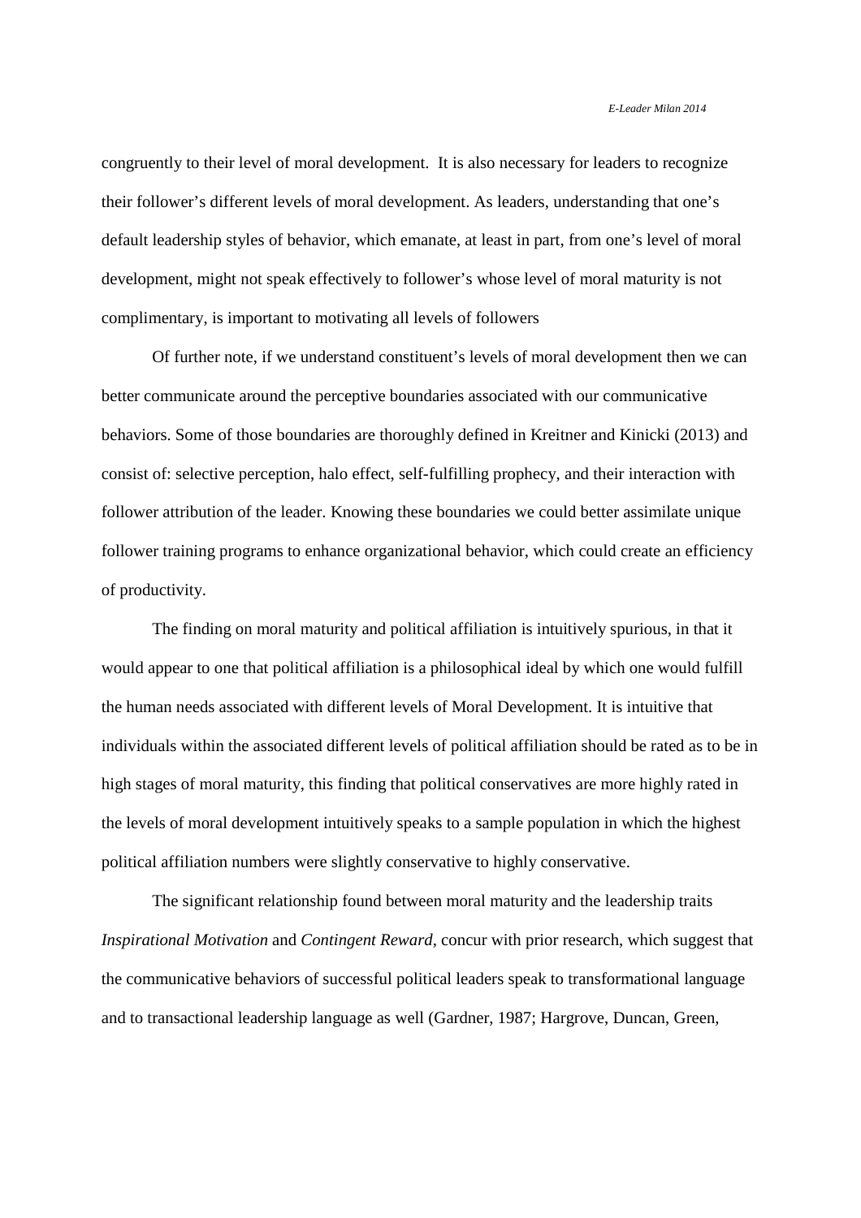congruently to their level of moral development. It is also necessary for leaders to recognize their follower's different levels of moral development. As leaders, understanding that one's default leadership styles of behavior, which emanate, at least in part, from one's level of moral development, might not speak effectively to follower's whose level of moral maturity is not complimentary, is important to motivating all levels of followers

Of further note, if we understand constituent's levels of moral development then we can better communicate around the perceptive boundaries associated with our communicative behaviors. Some of those boundaries are thoroughly defined in Kreitner and Kinicki (2013) and consist of: selective perception, halo effect, self-fulfilling prophecy, and their interaction with follower attribution of the leader. Knowing these boundaries we could better assimilate unique follower training programs to enhance organizational behavior, which could create an efficiency of productivity.

The finding on moral maturity and political affiliation is intuitively spurious, in that it would appear to one that political affiliation is a philosophical ideal by which one would fulfill the human needs associated with different levels of Moral Development. It is intuitive that individuals within the associated different levels of political affiliation should be rated as to be in high stages of moral maturity, this finding that political conservatives are more highly rated in the levels of moral development intuitively speaks to a sample population in which the highest political affiliation numbers were slightly conservative to highly conservative.

The significant relationship found between moral maturity and the leadership traits *Inspirational Motivation* and *Contingent Reward*, concur with prior research, which suggest that the communicative behaviors of successful political leaders speak to transformational language and to transactional leadership language as well (Gardner, 1987; Hargrove, Duncan, Green,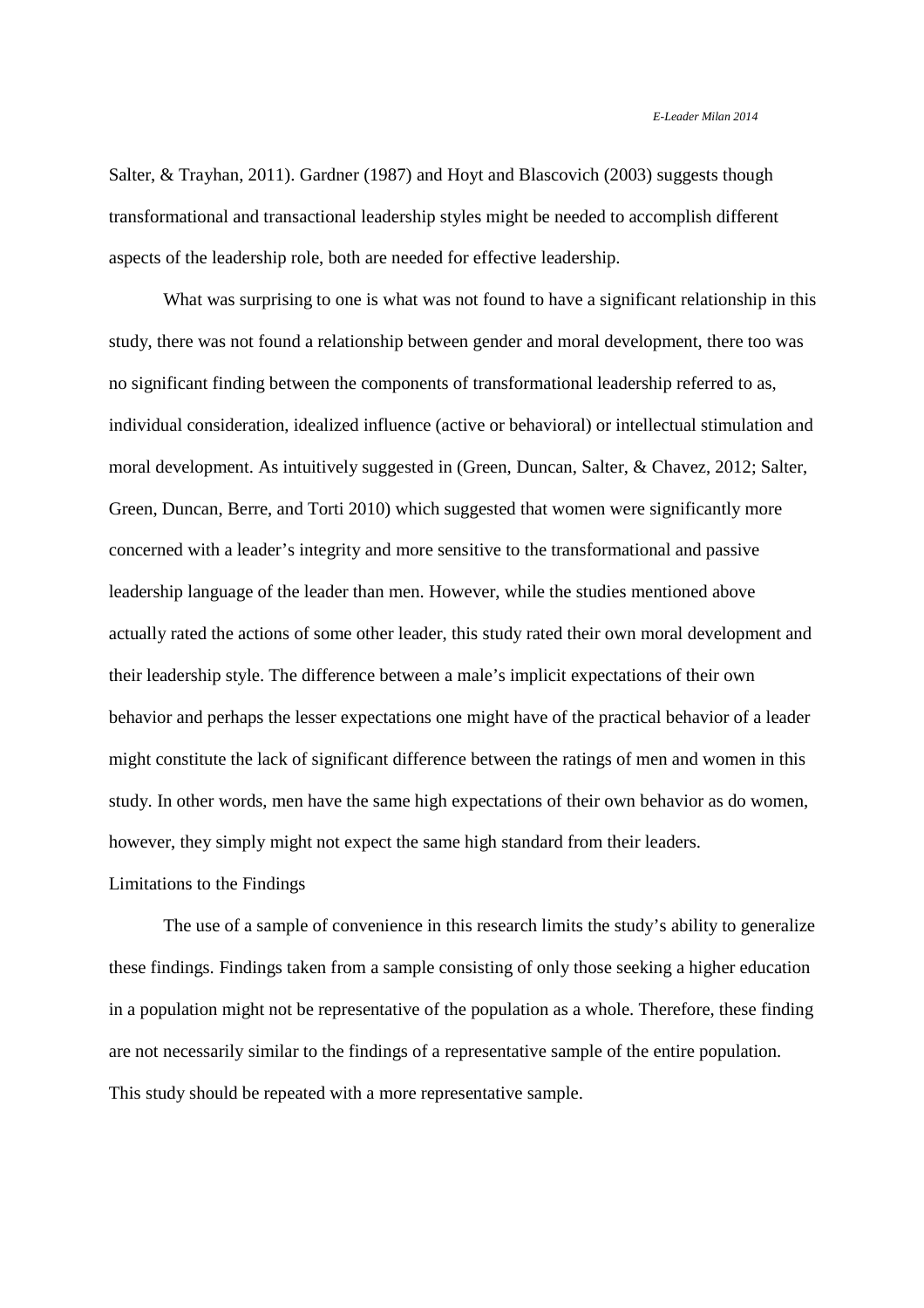Salter, & Trayhan, 2011). Gardner (1987) and Hoyt and Blascovich (2003) suggests though transformational and transactional leadership styles might be needed to accomplish different aspects of the leadership role, both are needed for effective leadership.

What was surprising to one is what was not found to have a significant relationship in this study, there was not found a relationship between gender and moral development, there too was no significant finding between the components of transformational leadership referred to as, individual consideration, idealized influence (active or behavioral) or intellectual stimulation and moral development. As intuitively suggested in (Green, Duncan, Salter, & Chavez, 2012; Salter, Green, Duncan, Berre, and Torti 2010) which suggested that women were significantly more concerned with a leader's integrity and more sensitive to the transformational and passive leadership language of the leader than men. However, while the studies mentioned above actually rated the actions of some other leader, this study rated their own moral development and their leadership style. The difference between a male's implicit expectations of their own behavior and perhaps the lesser expectations one might have of the practical behavior of a leader might constitute the lack of significant difference between the ratings of men and women in this study. In other words, men have the same high expectations of their own behavior as do women, however, they simply might not expect the same high standard from their leaders.

## Limitations to the Findings

The use of a sample of convenience in this research limits the study's ability to generalize these findings. Findings taken from a sample consisting of only those seeking a higher education in a population might not be representative of the population as a whole. Therefore, these finding are not necessarily similar to the findings of a representative sample of the entire population. This study should be repeated with a more representative sample.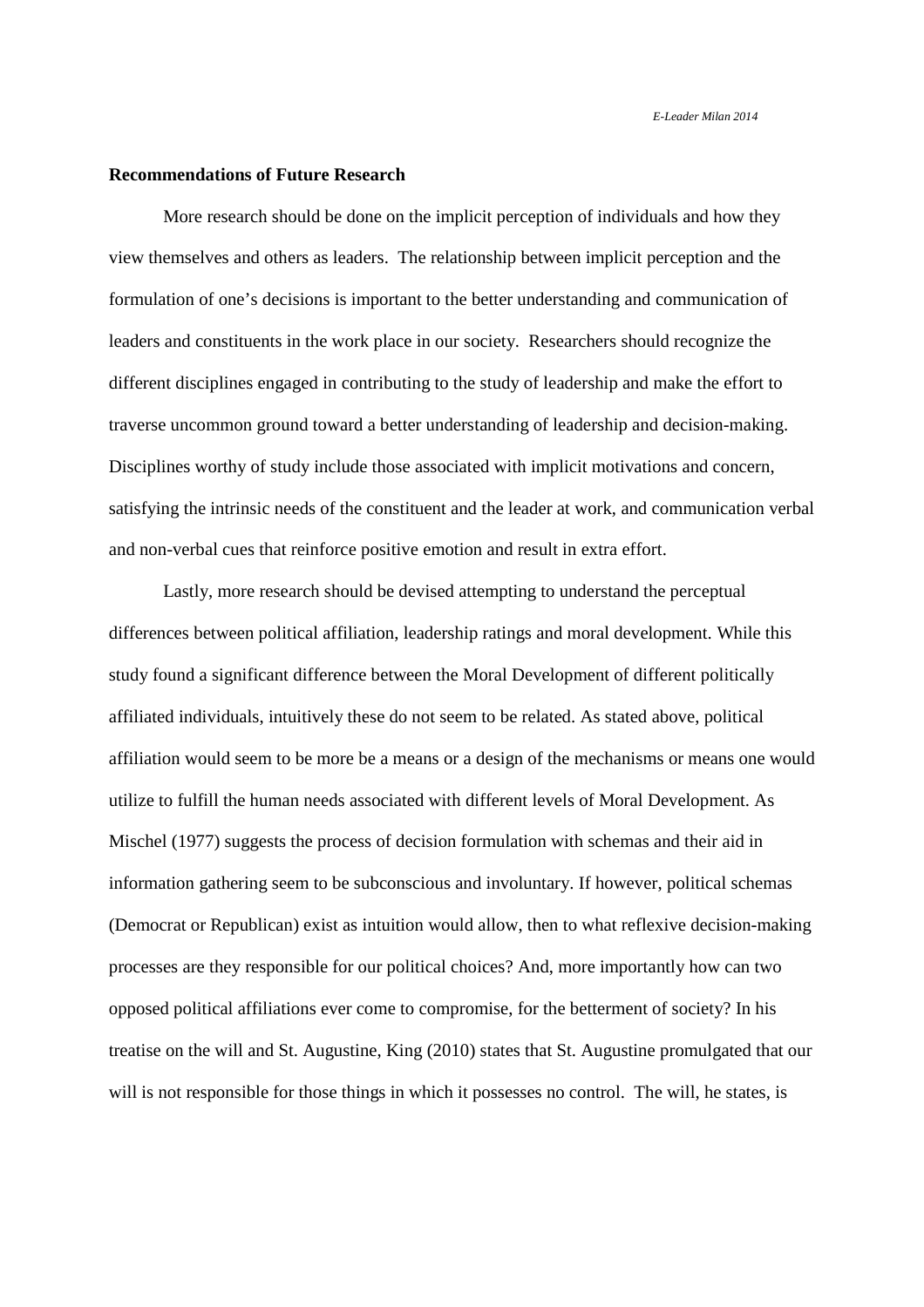**Recommendations of Future Research**

More research should be done on the implicit perception of individuals and how they view themselves and others as leaders. The relationship between implicit perception and the formulation of one's decisions is important to the better understanding and communication of leaders and constituents in the work place in our society. Researchers should recognize the different disciplines engaged in contributing to the study of leadership and make the effort to traverse uncommon ground toward a better understanding of leadership and decision-making. Disciplines worthy of study include those associated with implicit motivations and concern, satisfying the intrinsic needs of the constituent and the leader at work, and communication verbal and non-verbal cues that reinforce positive emotion and result in extra effort.

Lastly, more research should be devised attempting to understand the perceptual differences between political affiliation, leadership ratings and moral development. While this study found a significant difference between the Moral Development of different politically affiliated individuals, intuitively these do not seem to be related. As stated above, political affiliation would seem to be more be a means or a design of the mechanisms or means one would utilize to fulfill the human needs associated with different levels of Moral Development. As Mischel (1977) suggests the process of decision formulation with schemas and their aid in information gathering seem to be subconscious and involuntary. If however, political schemas (Democrat or Republican) exist as intuition would allow, then to what reflexive decision-making processes are they responsible for our political choices? And, more importantly how can two opposed political affiliations ever come to compromise, for the betterment of society? In his treatise on the will and St. Augustine, King (2010) states that St. Augustine promulgated that our will is not responsible for those things in which it possesses no control. The will, he states, is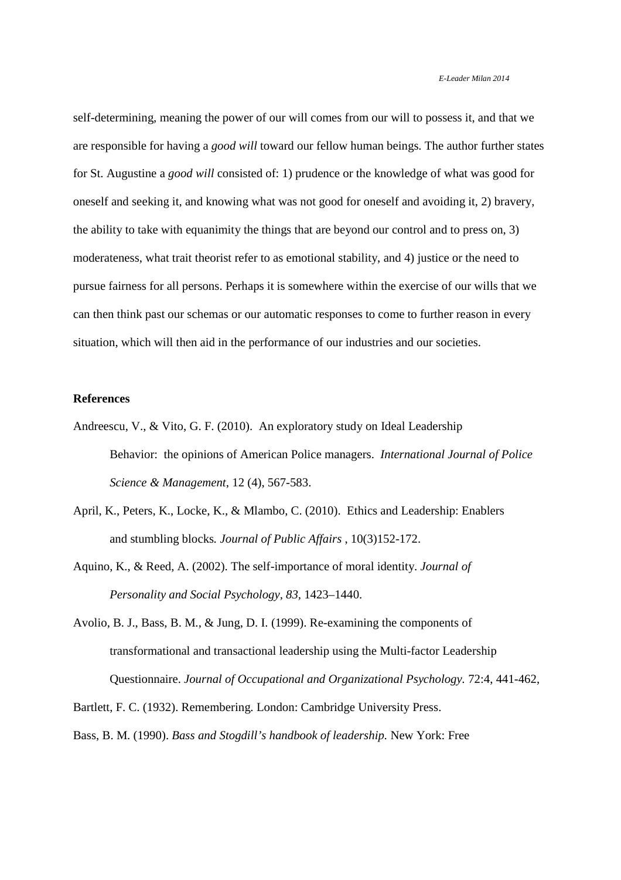self-determining, meaning the power of our will comes from our will to possess it, and that we are responsible for having a *good will* toward our fellow human beings. The author further states for St. Augustine a *good will* consisted of: 1) prudence or the knowledge of what was good for oneself and seeking it, and knowing what was not good for oneself and avoiding it, 2) bravery, the ability to take with equanimity the things that are beyond our control and to press on, 3) moderateness, what trait theorist refer to as emotional stability, and 4) justice or the need to pursue fairness for all persons. Perhaps it is somewhere within the exercise of our wills that we can then think past our schemas or our automatic responses to come to further reason in every situation, which will then aid in the performance of our industries and our societies.

**References**

Andreescu, V., & Vito, G. F. (2010). An exploratory study on Ideal Leadership Behavior: the opinions of American Police managers. *International Journal of Police Science & Management*, 12 (4), 567-583.

April, K., Peters, K., Locke, K., & Mlambo, C. (2010). Ethics and Leadership: Enablers and stumbling blocks. *Journal of Public Affairs* , 10(3)152-172.

Aquino, K., & Reed, A. (2002). The self-importance of moral identity. *Journal of Personality and Social Psychology*, *83*, 1423–1440.

Avolio, B. J., Bass, B. M., & Jung, D. I. (1999). Re-examining the components of transformational and transactional leadership using the Multi-factor Leadership Questionnaire. *Journal of Occupational and Organizational Psychology.* 72:4, 441-462,

Bartlett, F. C. (1932). Remembering. London: Cambridge University Press.

Bass, B. M. (1990). *Bass and Stogdill's handbook of leadership.* New York: Free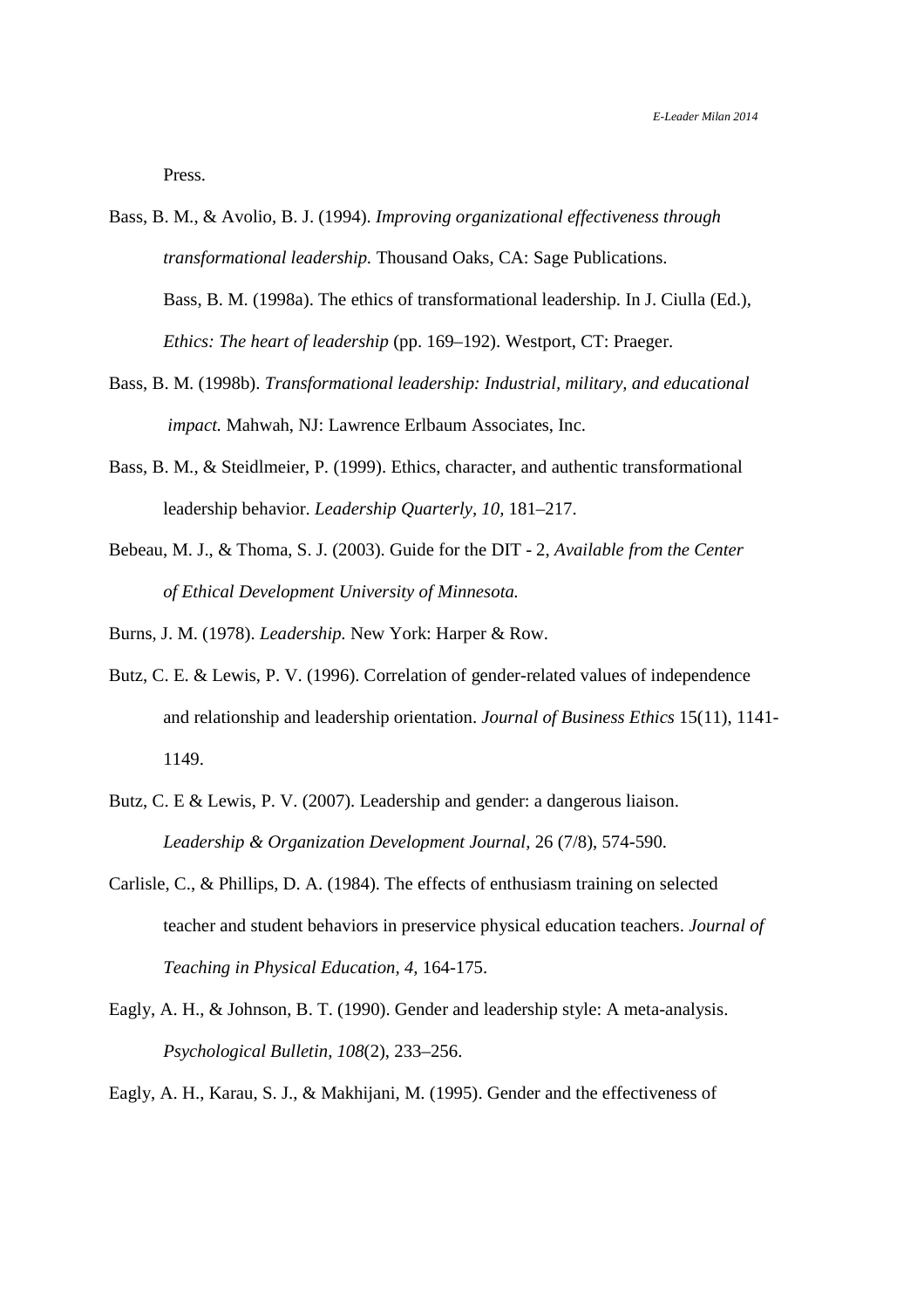Press.

Bass, B. M., & Avolio, B. J. (1994). *Improving organizational effectiveness through transformational leadership.* Thousand Oaks, CA: Sage Publications.

Bass, B. M. (1998a). The ethics of transformational leadership. In J. Ciulla (Ed.), *Ethics: The heart of leadership* (pp. 169–192). Westport, CT: Praeger.

Bass, B. M. (1998b). *Transformational leadership: Industrial, military, and educational impact.* Mahwah, NJ: Lawrence Erlbaum Associates, Inc.

Bass, B. M., & Steidlmeier, P. (1999). Ethics, character, and authentic transformational leadership behavior. *Leadership Quarterly, 10,* 181–217.

Bebeau, M. J., & Thoma, S. J. (2003). Guide for the DIT - 2, *Available from the Center of Ethical Development University of Minnesota.*

Burns, J. M. (1978). *Leadership.* New York: Harper & Row.

Butz, C. E. & Lewis, P. V. (1996). Correlation of gender-related values of independence and relationship and leadership orientation. *Journal of Business Ethics* 15(11), 1141-1149.

Butz, C. E & Lewis, P. V. (2007). Leadership and gender: a dangerous liaison. *Leadership & Organization Development Journal,* 26 (7/8), 574-590.

Carlisle, C., & Phillips, D. A. (1984). The effects of enthusiasm training on selected teacher and student behaviors in preservice physical education teachers. *Journal of Teaching in Physical Education, 4,* 164-175.

Eagly, A. H., & Johnson, B. T. (1990). Gender and leadership style: A meta-analysis. *Psychological Bulletin, 108*(2), 233–256.

Eagly, A. H., Karau, S. J., & Makhijani, M. (1995). Gender and the effectiveness of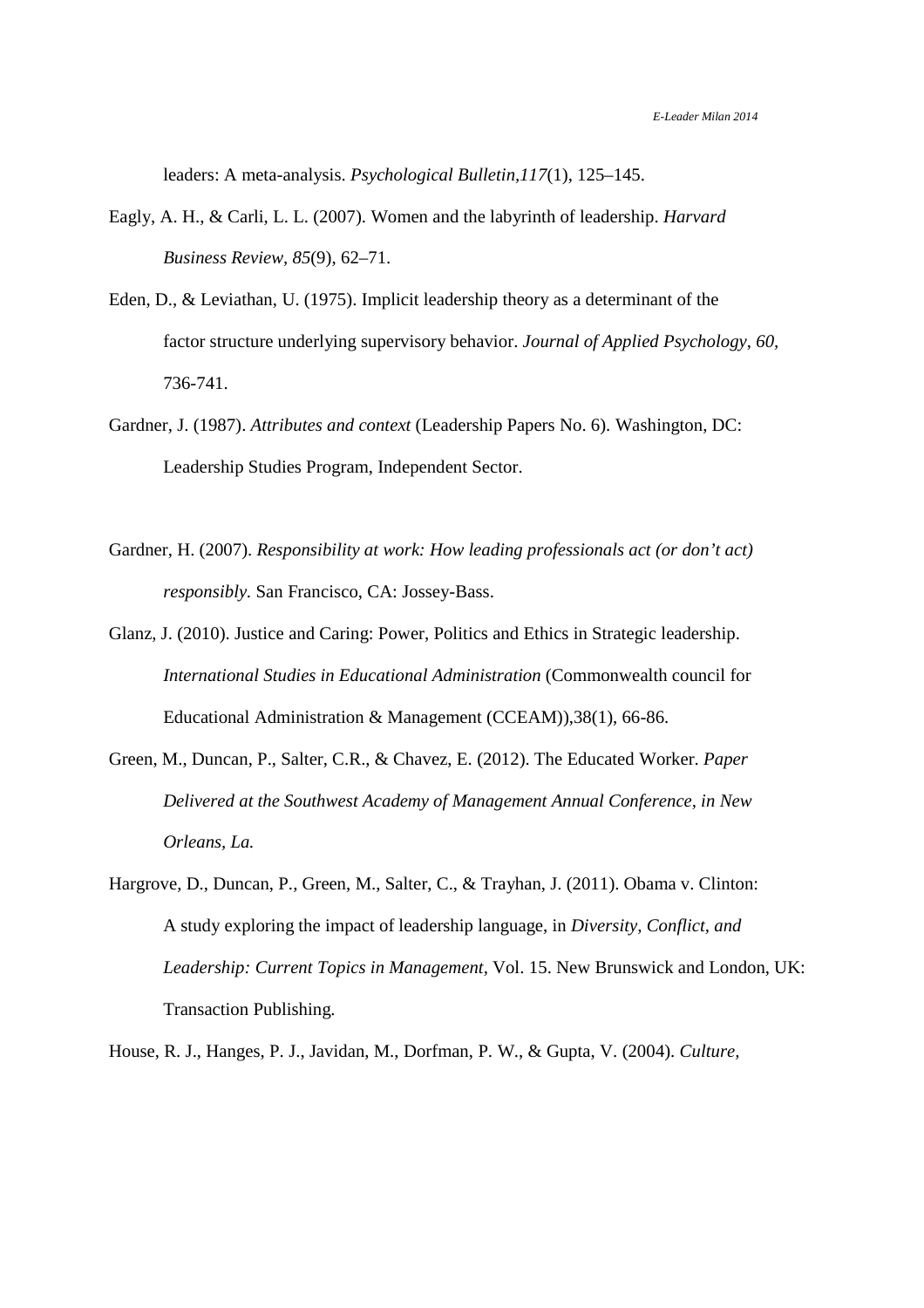leaders: A meta-analysis. *Psychological Bulletin,117*(1), 125–145.

Eagly, A. H., & Carli, L. L. (2007). Women and the labyrinth of leadership. *Harvard Business Review, 85*(9), 62–71.

Eden, D., & Leviathan, U. (1975). Implicit leadership theory as a determinant of the factor structure underlying supervisory behavior. *Journal of Applied Psychology*, *60*, 736-741.

Gardner, J. (1987). *Attributes and context* (Leadership Papers No. 6). Washington, DC: Leadership Studies Program, Independent Sector.

Gardner, H. (2007). *Responsibility at work: How leading professionals act (or don't act) responsibly.* San Francisco, CA: Jossey-Bass.

Glanz, J. (2010). Justice and Caring: Power, Politics and Ethics in Strategic leadership. *International Studies in Educational Administration* (Commonwealth council for Educational Administration & Management (CCEAM)),38(1), 66-86.

Green, M., Duncan, P., Salter, C.R., & Chavez, E. (2012). The Educated Worker. *Paper Delivered at the Southwest Academy of Management Annual Conference, in New Orleans, La.*

Hargrove, D., Duncan, P., Green, M., Salter, C., & Trayhan, J. (2011). Obama v. Clinton: A study exploring the impact of leadership language, in *Diversity, Conflict, and Leadership: Current Topics in Management*, Vol. 15. New Brunswick and London, UK: Transaction Publishing.

House, R. J., Hanges, P. J., Javidan, M., Dorfman, P. W., & Gupta, V. (2004). *Culture,*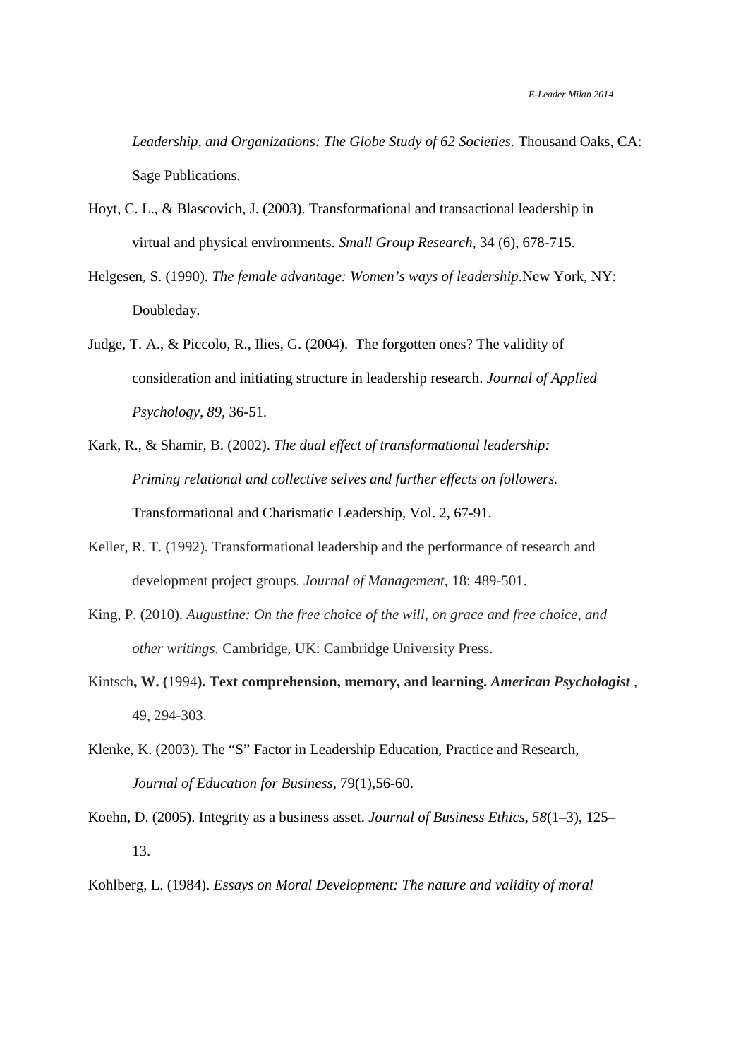*Leadership, and Organizations: The Globe Study of 62 Societies.* Thousand Oaks, CA: Sage Publications.

Hoyt, C. L., & Blascovich, J. (2003). Transformational and transactional leadership in virtual and physical environments. *Small Group Research,* 34 (6), 678-715.

Helgesen, S. (1990). *The female advantage: Women's ways of leadership*.New York, NY: Doubleday.

Judge, T. A., & Piccolo, R., Ilies, G. (2004). The forgotten ones? The validity of consideration and initiating structure in leadership research. *Journal of Applied Psychology, 89,* 36-51.

Kark, R., & Shamir, B. (2002). *The dual effect of transformational leadership: Priming relational and collective selves and further effects on followers.* Transformational and Charismatic Leadership, Vol. 2, 67-91.

Keller, R. T. (1992). Transformational leadership and the performance of research and development project groups. *Journal of Management*, 18: 489-501.

King, P. (2010). *Augustine: On the free choice of the will, on grace and free choice, and other writings.* Cambridge, UK: Cambridge University Press.

Kintsch**, W. (**1994**). Text comprehension, memory, and learning.** ***American Psychologist*** , 49, 294-303.

Klenke, K. (2003). The "S" Factor in Leadership Education, Practice and Research, *Journal of Education for Business*, 79(1),56-60.

Koehn, D. (2005). Integrity as a business asset. *Journal of Business Ethics, 58*(1–3), 125–13.

Kohlberg, L. (1984). *Essays on Moral Development: The nature and validity of moral*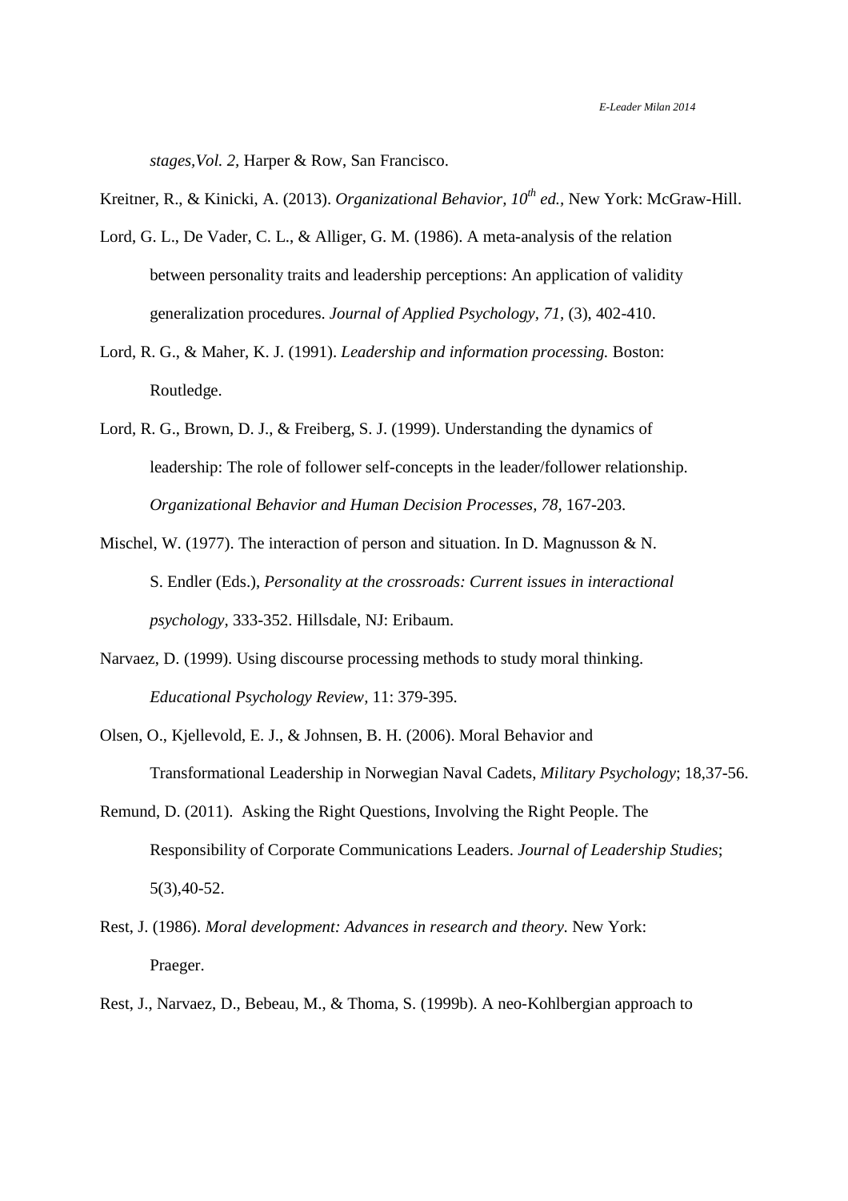*stages,Vol. 2,* Harper & Row, San Francisco.

Kreitner, R., & Kinicki, A. (2013). *Organizational Behavior, 10th ed.*, New York: McGraw-Hill.

Lord, G. L., De Vader, C. L., & Alliger, G. M. (1986). A meta-analysis of the relation between personality traits and leadership perceptions: An application of validity generalization procedures. *Journal of Applied Psychology, 71,* (3), 402-410.

Lord, R. G., & Maher, K. J. (1991). *Leadership and information processing.* Boston: Routledge.

Lord, R. G., Brown, D. J., & Freiberg, S. J. (1999). Understanding the dynamics of leadership: The role of follower self-concepts in the leader/follower relationship. *Organizational Behavior and Human Decision Processes, 78,* 167-203.

Mischel, W. (1977). The interaction of person and situation. In D. Magnusson & N. S. Endler (Eds.), *Personality at the crossroads: Current issues in interactional psychology,* 333-352. Hillsdale, NJ: Eribaum.

Narvaez, D. (1999). Using discourse processing methods to study moral thinking. *Educational Psychology Review*, 11: 379-395.

Olsen, O., Kjellevold, E. J., & Johnsen, B. H. (2006). Moral Behavior and Transformational Leadership in Norwegian Naval Cadets, *Military Psychology*; 18,37-56.

Remund, D. (2011). Asking the Right Questions, Involving the Right People. The Responsibility of Corporate Communications Leaders. *Journal of Leadership Studies*; 5(3),40-52.

Rest, J. (1986). *Moral development: Advances in research and theory.* New York: Praeger.

Rest, J., Narvaez, D., Bebeau, M., & Thoma, S. (1999b). A neo-Kohlbergian approach to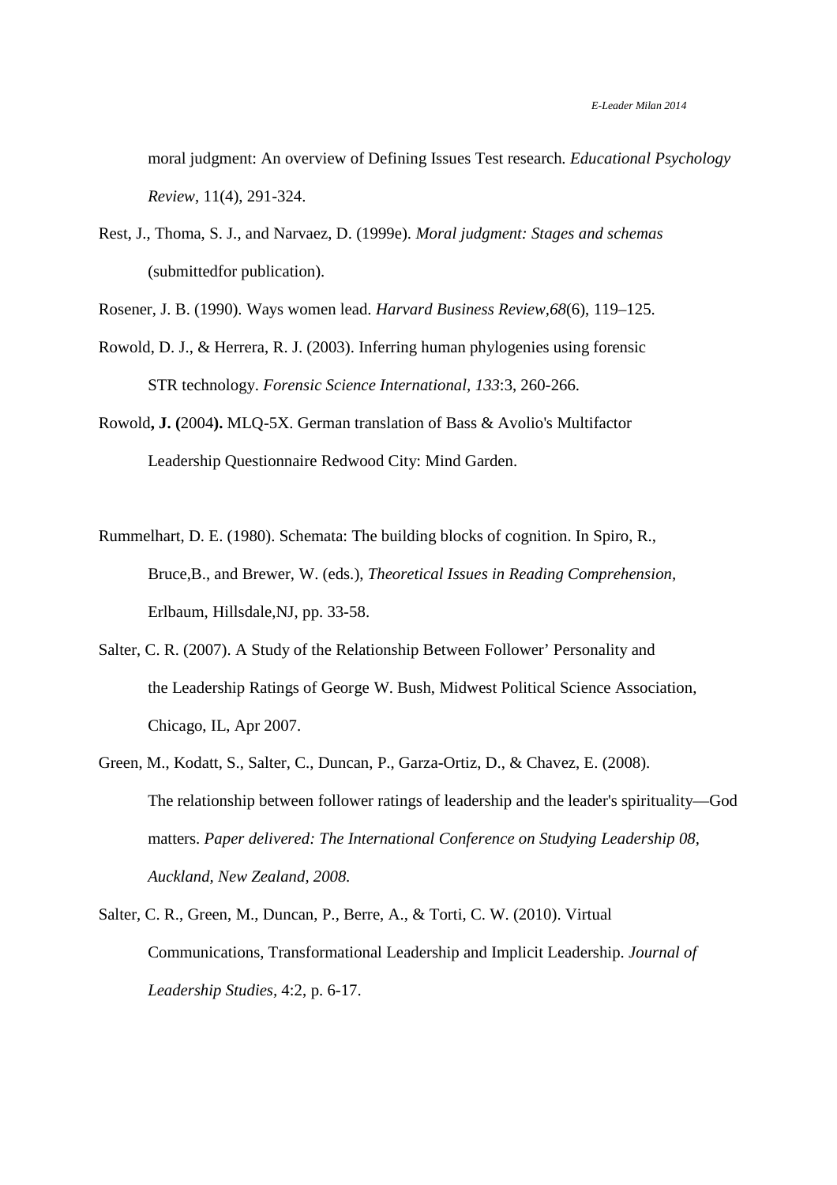moral judgment: An overview of Defining Issues Test research. *Educational Psychology Review*, 11(4), 291-324.

Rest, J., Thoma, S. J., and Narvaez, D. (1999e). *Moral judgment: Stages and schemas* (submittedfor publication).

Rosener, J. B. (1990). Ways women lead. *Harvard Business Review,68*(6), 119–125.

Rowold, D. J., & Herrera, R. J. (2003). Inferring human phylogenies using forensic STR technology. *Forensic Science International, 133*:3, 260-266.

Rowold**, J. (**2004**).** MLQ-5X. German translation of Bass & Avolio's Multifactor Leadership Questionnaire Redwood City: Mind Garden.

Rummelhart, D. E. (1980). Schemata: The building blocks of cognition. In Spiro, R., Bruce,B., and Brewer, W. (eds.), *Theoretical Issues in Reading Comprehension*, Erlbaum, Hillsdale,NJ, pp. 33-58.

Salter, C. R. (2007). A Study of the Relationship Between Follower' Personality and the Leadership Ratings of George W. Bush, Midwest Political Science Association, Chicago, IL, Apr 2007.

Green, M., Kodatt, S., Salter, C., Duncan, P., Garza-Ortiz, D., & Chavez, E. (2008). The relationship between follower ratings of leadership and the leader's spirituality—God matters. *Paper delivered: The International Conference on Studying Leadership 08, Auckland, New Zealand, 2008.*

Salter, C. R., Green, M., Duncan, P., Berre, A., & Torti, C. W. (2010). Virtual Communications, Transformational Leadership and Implicit Leadership. *Journal of Leadership Studies*, 4:2, p. 6-17.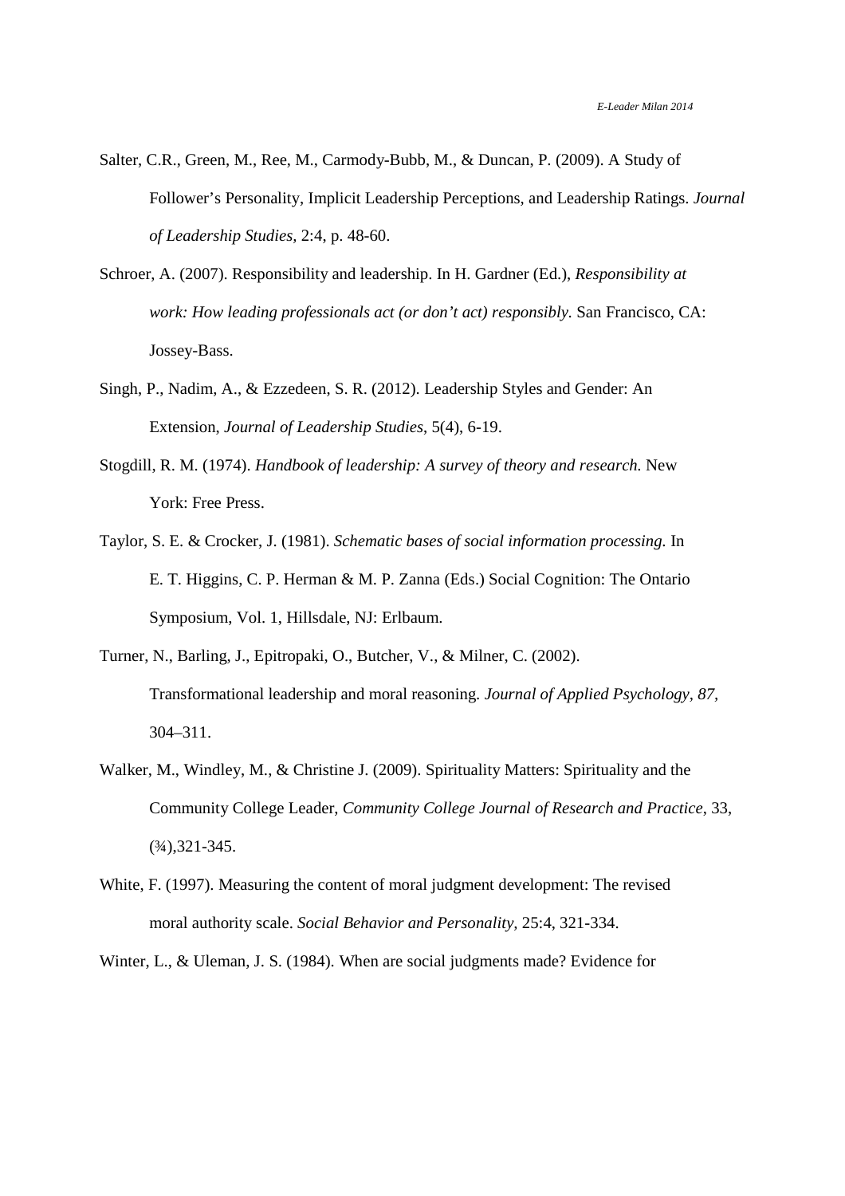Salter, C.R., Green, M., Ree, M., Carmody-Bubb, M., & Duncan, P. (2009). A Study of Follower's Personality, Implicit Leadership Perceptions, and Leadership Ratings. *Journal of Leadership Studies*, 2:4, p. 48-60.

Schroer, A. (2007). Responsibility and leadership. In H. Gardner (Ed.), *Responsibility at work: How leading professionals act (or don't act) responsibly.* San Francisco, CA: Jossey-Bass.

Singh, P., Nadim, A., & Ezzedeen, S. R. (2012). Leadership Styles and Gender: An Extension, *Journal of Leadership Studies*, 5(4), 6-19.

Stogdill, R. M. (1974). *Handbook of leadership: A survey of theory and research.* New York: Free Press.

Taylor, S. E. & Crocker, J. (1981). *Schematic bases of social information processing.* In E. T. Higgins, C. P. Herman & M. P. Zanna (Eds.) Social Cognition: The Ontario Symposium, Vol. 1, Hillsdale, NJ: Erlbaum.

Turner, N., Barling, J., Epitropaki, O., Butcher, V., & Milner, C. (2002). Transformational leadership and moral reasoning. *Journal of Applied Psychology, 87*, 304–311.

Walker, M., Windley, M., & Christine J. (2009). Spirituality Matters: Spirituality and the Community College Leader, *Community College Journal of Research and Practice*, 33, (¾),321-345.

White, F. (1997). Measuring the content of moral judgment development: The revised moral authority scale. *Social Behavior and Personality*, 25:4, 321-334.

Winter, L., & Uleman, J. S. (1984). When are social judgments made? Evidence for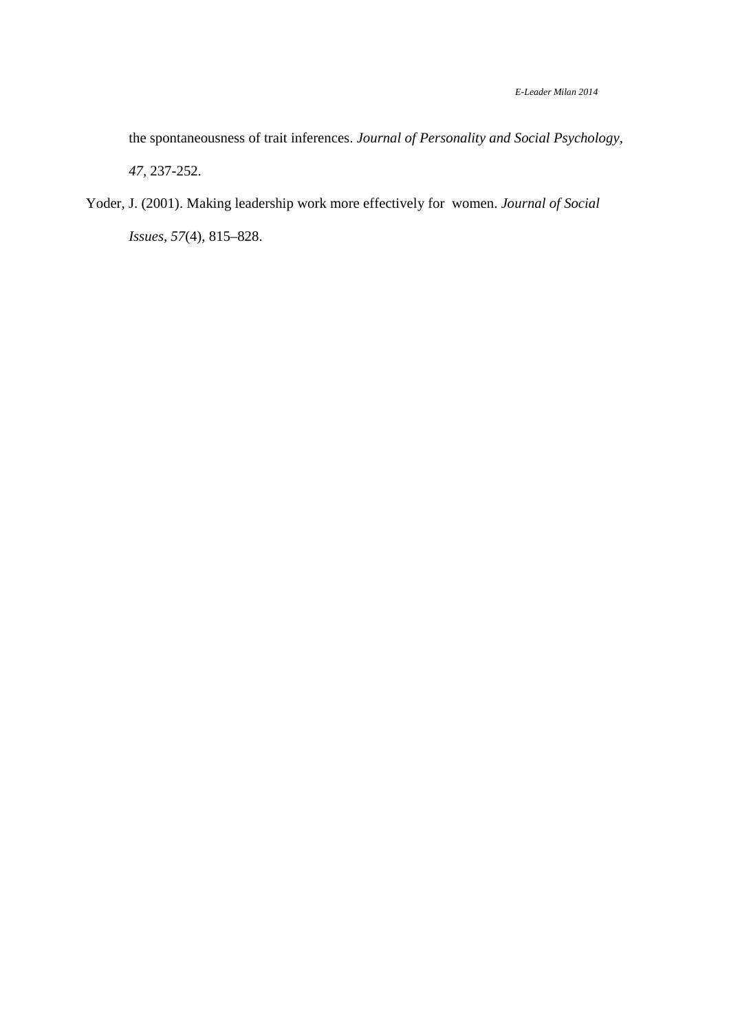the spontaneousness of trait inferences. *Journal of Personality and Social Psychology, 47*, 237-252.

Yoder, J. (2001). Making leadership work more effectively for women. *Journal of Social Issues, 57*(4), 815–828.